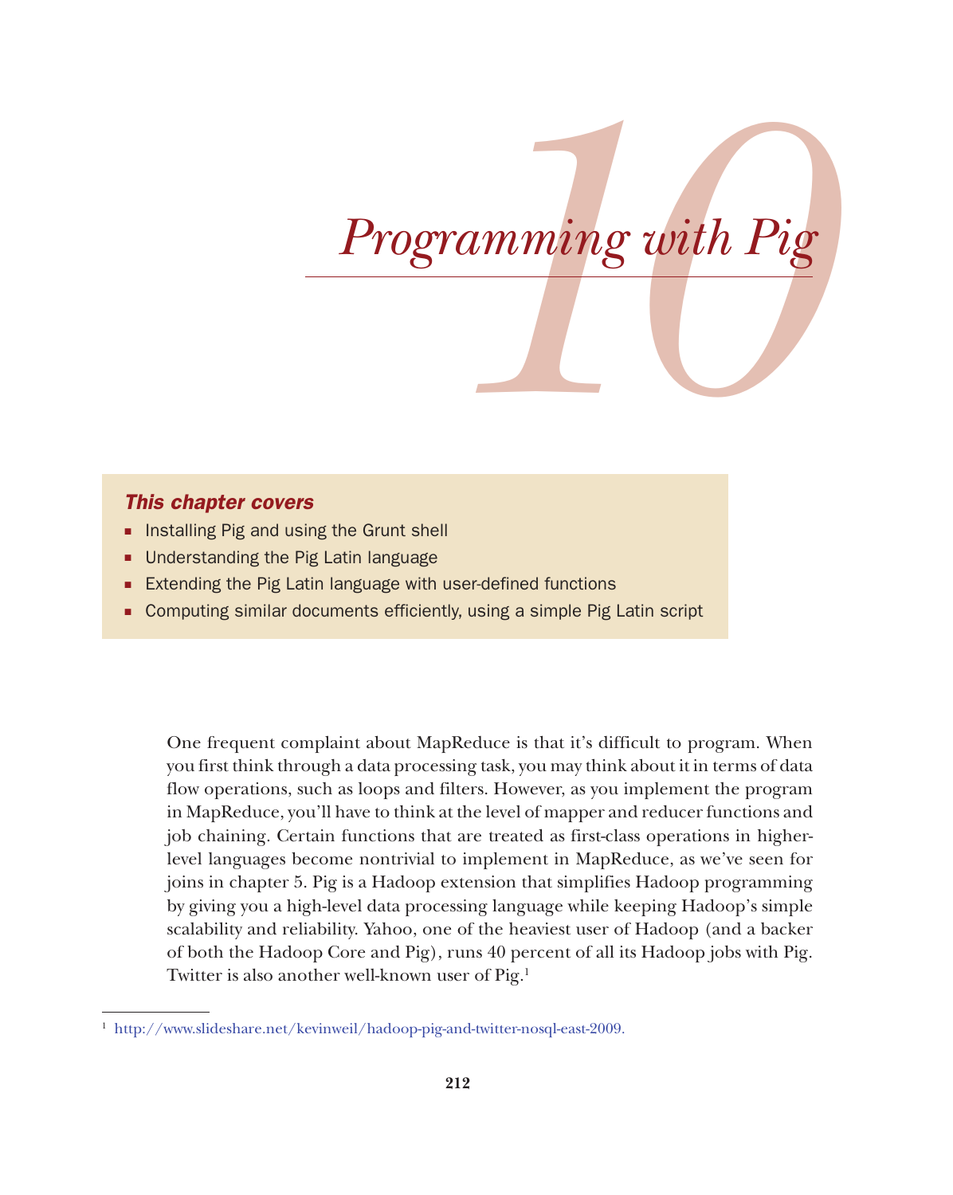# 10 Programming with Pig

***This chapter covers***

- Installing Pig and using the Grunt shell
- Understanding the Pig Latin language
- Extending the Pig Latin language with user-defined functions
- Computing similar documents efficiently, using a simple Pig Latin script

One frequent complaint about MapReduce is that it's difficult to program. When you first think through a data processing task, you may think about it in terms of data flow operations, such as loops and filters. However, as you implement the program in MapReduce, you'll have to think at the level of mapper and reducer functions and job chaining. Certain functions that are treated as first-class operations in higher-level languages become nontrivial to implement in MapReduce, as we've seen for joins in chapter 5. Pig is a Hadoop extension that simplifies Hadoop programming by giving you a high-level data processing language while keeping Hadoop's simple scalability and reliability. Yahoo, one of the heaviest user of Hadoop (and a backer of both the Hadoop Core and Pig), runs 40 percent of all its Hadoop jobs with Pig. Twitter is also another well-known user of Pig.[1]

[1] http://www.slideshare.net/kevinweil/hadoop-pig-and-twitter-nosql-east-2009.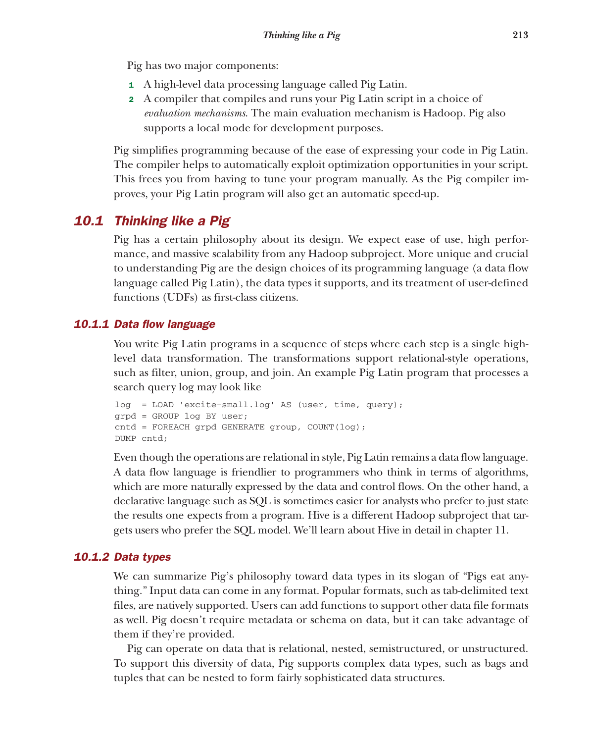Pig has two major components:

1. A high-level data processing language called Pig Latin.
2. A compiler that compiles and runs your Pig Latin script in a choice of *evaluation mechanisms*. The main evaluation mechanism is Hadoop. Pig also supports a local mode for development purposes.

Pig simplifies programming because of the ease of expressing your code in Pig Latin. The compiler helps to automatically exploit optimization opportunities in your script. This frees you from having to tune your program manually. As the Pig compiler improves, your Pig Latin program will also get an automatic speed-up.

## 10.1 Thinking like a Pig

Pig has a certain philosophy about its design. We expect ease of use, high performance, and massive scalability from any Hadoop subproject. More unique and crucial to understanding Pig are the design choices of its programming language (a data flow language called Pig Latin), the data types it supports, and its treatment of user-defined functions (UDFs) as first-class citizens.

### 10.1.1 Data flow language

You write Pig Latin programs in a sequence of steps where each step is a single high-level data transformation. The transformations support relational-style operations, such as filter, union, group, and join. An example Pig Latin program that processes a search query log may look like

```
log  = LOAD 'excite-small.log' AS (user, time, query);
grpd = GROUP log BY user;
cntd = FOREACH grpd GENERATE group, COUNT(log);
DUMP cntd;
```

Even though the operations are relational in style, Pig Latin remains a data flow language. A data flow language is friendlier to programmers who think in terms of algorithms, which are more naturally expressed by the data and control flows. On the other hand, a declarative language such as SQL is sometimes easier for analysts who prefer to just state the results one expects from a program. Hive is a different Hadoop subproject that targets users who prefer the SQL model. We'll learn about Hive in detail in chapter 11.

### 10.1.2 Data types

We can summarize Pig's philosophy toward data types in its slogan of "Pigs eat anything." Input data can come in any format. Popular formats, such as tab-delimited text files, are natively supported. Users can add functions to support other data file formats as well. Pig doesn't require metadata or schema on data, but it can take advantage of them if they're provided.

Pig can operate on data that is relational, nested, semistructured, or unstructured. To support this diversity of data, Pig supports complex data types, such as bags and tuples that can be nested to form fairly sophisticated data structures.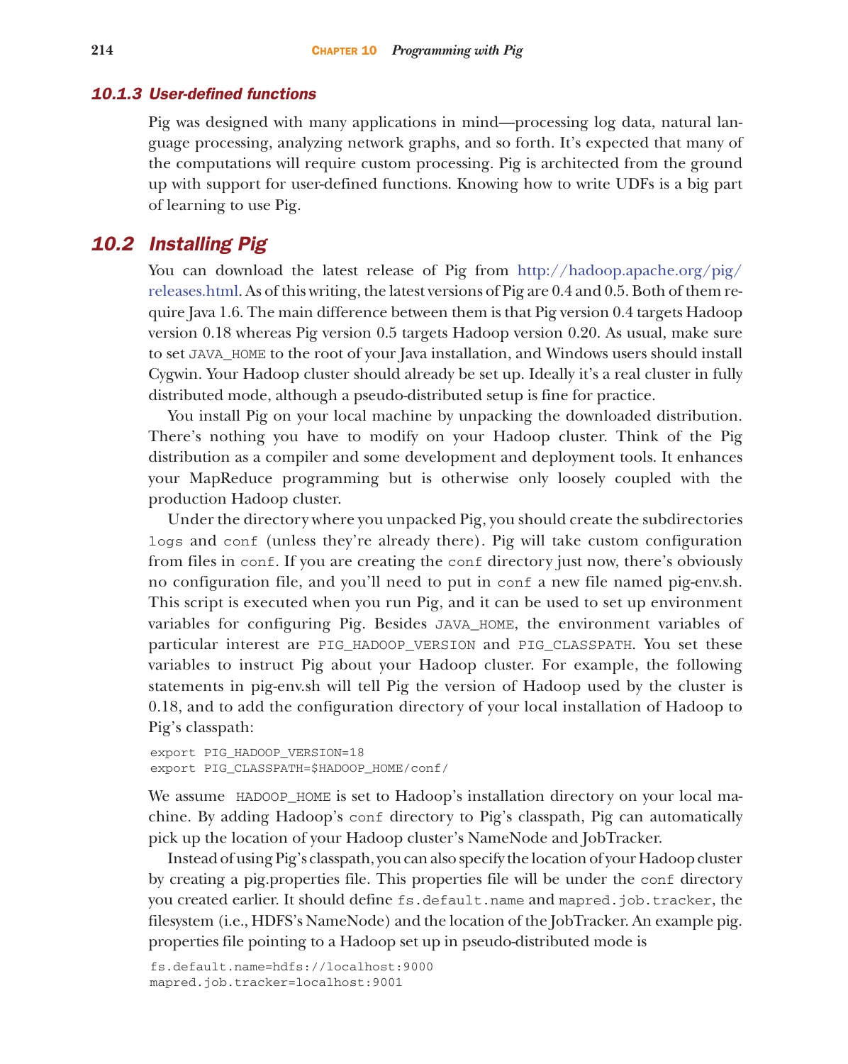### 10.1.3 User-defined functions

Pig was designed with many applications in mind—processing log data, natural language processing, analyzing network graphs, and so forth. It's expected that many of the computations will require custom processing. Pig is architected from the ground up with support for user-defined functions. Knowing how to write UDFs is a big part of learning to use Pig.

## 10.2 Installing Pig

You can download the latest release of Pig from http://hadoop.apache.org/pig/releases.html. As of this writing, the latest versions of Pig are 0.4 and 0.5. Both of them require Java 1.6. The main difference between them is that Pig version 0.4 targets Hadoop version 0.18 whereas Pig version 0.5 targets Hadoop version 0.20. As usual, make sure to set `JAVA_HOME` to the root of your Java installation, and Windows users should install Cygwin. Your Hadoop cluster should already be set up. Ideally it's a real cluster in fully distributed mode, although a pseudo-distributed setup is fine for practice.

You install Pig on your local machine by unpacking the downloaded distribution. There's nothing you have to modify on your Hadoop cluster. Think of the Pig distribution as a compiler and some development and deployment tools. It enhances your MapReduce programming but is otherwise only loosely coupled with the production Hadoop cluster.

Under the directory where you unpacked Pig, you should create the subdirectories `logs` and `conf` (unless they're already there). Pig will take custom configuration from files in `conf`. If you are creating the `conf` directory just now, there's obviously no configuration file, and you'll need to put in `conf` a new file named pig-env.sh. This script is executed when you run Pig, and it can be used to set up environment variables for configuring Pig. Besides `JAVA_HOME`, the environment variables of particular interest are `PIG_HADOOP_VERSION` and `PIG_CLASSPATH`. You set these variables to instruct Pig about your Hadoop cluster. For example, the following statements in pig-env.sh will tell Pig the version of Hadoop used by the cluster is 0.18, and to add the configuration directory of your local installation of Hadoop to Pig's classpath:

```
export PIG_HADOOP_VERSION=18
export PIG_CLASSPATH=$HADOOP_HOME/conf/
```

We assume `HADOOP_HOME` is set to Hadoop's installation directory on your local machine. By adding Hadoop's `conf` directory to Pig's classpath, Pig can automatically pick up the location of your Hadoop cluster's NameNode and JobTracker.

Instead of using Pig's classpath, you can also specify the location of your Hadoop cluster by creating a pig.properties file. This properties file will be under the `conf` directory you created earlier. It should define `fs.default.name` and `mapred.job.tracker`, the filesystem (i.e., HDFS's NameNode) and the location of the JobTracker. An example pig.properties file pointing to a Hadoop set up in pseudo-distributed mode is

```
fs.default.name=hdfs://localhost:9000
mapred.job.tracker=localhost:9001
```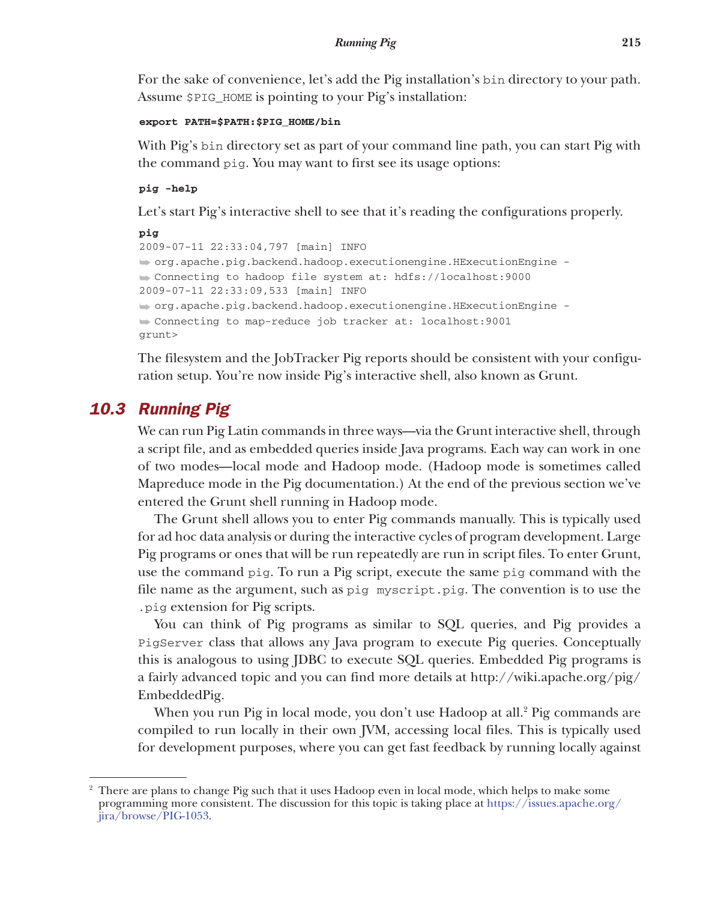For the sake of convenience, let's add the Pig installation's `bin` directory to your path. Assume `$PIG_HOME` is pointing to your Pig's installation:

```
export PATH=$PATH:$PIG_HOME/bin
```

With Pig's `bin` directory set as part of your command line path, you can start Pig with the command `pig`. You may want to first see its usage options:

```
pig -help
```

Let's start Pig's interactive shell to see that it's reading the configurations properly.

```
pig
2009-07-11 22:33:04,797 [main] INFO
➥ org.apache.pig.backend.hadoop.executionengine.HExecutionEngine -
➥ Connecting to hadoop file system at: hdfs://localhost:9000
2009-07-11 22:33:09,533 [main] INFO
➥ org.apache.pig.backend.hadoop.executionengine.HExecutionEngine -
➥ Connecting to map-reduce job tracker at: localhost:9001
grunt>
```

The filesystem and the JobTracker Pig reports should be consistent with your configuration setup. You're now inside Pig's interactive shell, also known as Grunt.

## 10.3 Running Pig

We can run Pig Latin commands in three ways—via the Grunt interactive shell, through a script file, and as embedded queries inside Java programs. Each way can work in one of two modes—local mode and Hadoop mode. (Hadoop mode is sometimes called Mapreduce mode in the Pig documentation.) At the end of the previous section we've entered the Grunt shell running in Hadoop mode.

The Grunt shell allows you to enter Pig commands manually. This is typically used for ad hoc data analysis or during the interactive cycles of program development. Large Pig programs or ones that will be run repeatedly are run in script files. To enter Grunt, use the command `pig`. To run a Pig script, execute the same `pig` command with the file name as the argument, such as `pig myscript.pig`. The convention is to use the `.pig` extension for Pig scripts.

You can think of Pig programs as similar to SQL queries, and Pig provides a `PigServer` class that allows any Java program to execute Pig queries. Conceptually this is analogous to using JDBC to execute SQL queries. Embedded Pig programs is a fairly advanced topic and you can find more details at http://wiki.apache.org/pig/EmbeddedPig.

When you run Pig in local mode, you don't use Hadoop at all.[2] Pig commands are compiled to run locally in their own JVM, accessing local files. This is typically used for development purposes, where you can get fast feedback by running locally against

---

[2] There are plans to change Pig such that it uses Hadoop even in local mode, which helps to make some programming more consistent. The discussion for this topic is taking place at https://issues.apache.org/jira/browse/PIG-1053.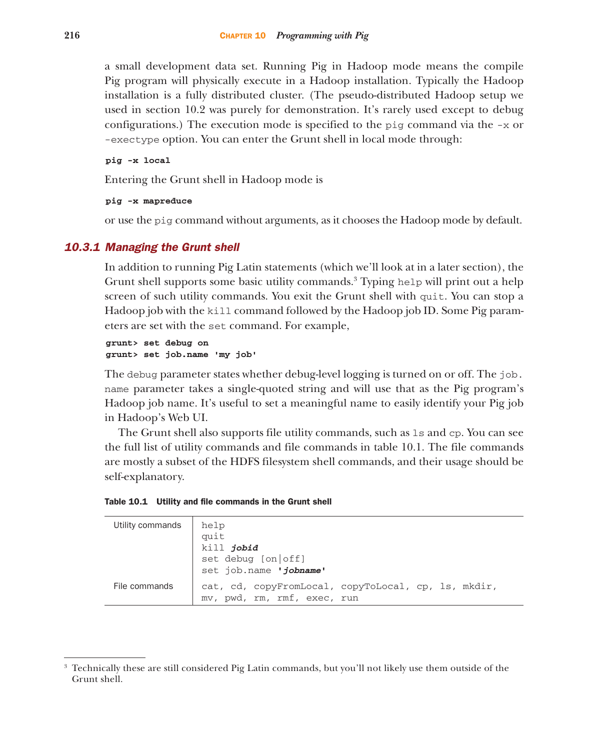a small development data set. Running Pig in Hadoop mode means the compile Pig program will physically execute in a Hadoop installation. Typically the Hadoop installation is a fully distributed cluster. (The pseudo-distributed Hadoop setup we used in section 10.2 was purely for demonstration. It's rarely used except to debug configurations.) The execution mode is specified to the `pig` command via the `-x` or `-exectype` option. You can enter the Grunt shell in local mode through:

```
pig -x local
```

Entering the Grunt shell in Hadoop mode is

```
pig -x mapreduce
```

or use the `pig` command without arguments, as it chooses the Hadoop mode by default.

### 10.3.1 Managing the Grunt shell

In addition to running Pig Latin statements (which we'll look at in a later section), the Grunt shell supports some basic utility commands.[3] Typing `help` will print out a help screen of such utility commands. You exit the Grunt shell with `quit`. You can stop a Hadoop job with the `kill` command followed by the Hadoop job ID. Some Pig parameters are set with the `set` command. For example,

```
grunt> set debug on
grunt> set job.name 'my job'
```

The `debug` parameter states whether debug-level logging is turned on or off. The `job.name` parameter takes a single-quoted string and will use that as the Pig program's Hadoop job name. It's useful to set a meaningful name to easily identify your Pig job in Hadoop's Web UI.

The Grunt shell also supports file utility commands, such as `ls` and `cp`. You can see the full list of utility commands and file commands in table 10.1. The file commands are mostly a subset of the HDFS filesystem shell commands, and their usage should be self-explanatory.

**Table 10.1 Utility and file commands in the Grunt shell**

| | |
|---|---|
| Utility commands | `help`<br>`quit`<br>`kill` ***`jobid`***<br>`set debug [on|off]`<br>`set job.name` ***`'jobname'`*** |
| File commands | `cat, cd, copyFromLocal, copyToLocal, cp, ls, mkdir, mv, pwd, rm, rmf, exec, run` |

[3] Technically these are still considered Pig Latin commands, but you'll not likely use them outside of the Grunt shell.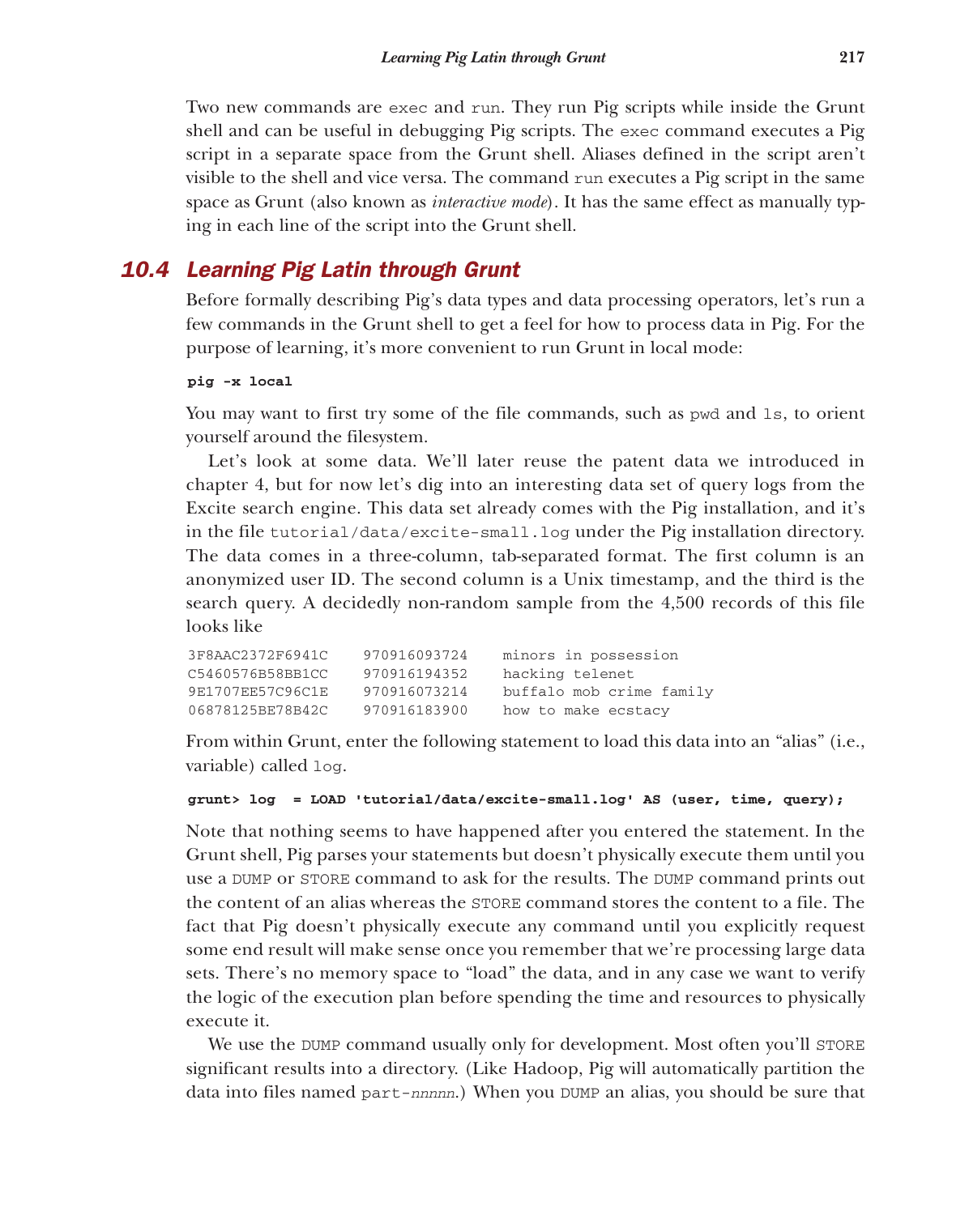Two new commands are `exec` and `run`. They run Pig scripts while inside the Grunt shell and can be useful in debugging Pig scripts. The `exec` command executes a Pig script in a separate space from the Grunt shell. Aliases defined in the script aren't visible to the shell and vice versa. The command `run` executes a Pig script in the same space as Grunt (also known as *interactive mode*). It has the same effect as manually typing in each line of the script into the Grunt shell.

## 10.4 Learning Pig Latin through Grunt

Before formally describing Pig's data types and data processing operators, let's run a few commands in the Grunt shell to get a feel for how to process data in Pig. For the purpose of learning, it's more convenient to run Grunt in local mode:

```
pig -x local
```

You may want to first try some of the file commands, such as `pwd` and `ls`, to orient yourself around the filesystem.

Let's look at some data. We'll later reuse the patent data we introduced in chapter 4, but for now let's dig into an interesting data set of query logs from the Excite search engine. This data set already comes with the Pig installation, and it's in the file `tutorial/data/excite-small.log` under the Pig installation directory. The data comes in a three-column, tab-separated format. The first column is an anonymized user ID. The second column is a Unix timestamp, and the third is the search query. A decidedly non-random sample from the 4,500 records of this file looks like

```
3F8AAC2372F6941C    970916093724    minors in possession
C5460576B58BB1CC    970916194352    hacking telenet
9E1707EE57C96C1E    970916073214    buffalo mob crime family
06878125BE78B42C    970916183900    how to make ecstacy
```

From within Grunt, enter the following statement to load this data into an "alias" (i.e., variable) called `log`.

```
grunt> log  = LOAD 'tutorial/data/excite-small.log' AS (user, time, query);
```

Note that nothing seems to have happened after you entered the statement. In the Grunt shell, Pig parses your statements but doesn't physically execute them until you use a `DUMP` or `STORE` command to ask for the results. The `DUMP` command prints out the content of an alias whereas the `STORE` command stores the content to a file. The fact that Pig doesn't physically execute any command until you explicitly request some end result will make sense once you remember that we're processing large data sets. There's no memory space to "load" the data, and in any case we want to verify the logic of the execution plan before spending the time and resources to physically execute it.

We use the `DUMP` command usually only for development. Most often you'll `STORE` significant results into a directory. (Like Hadoop, Pig will automatically partition the data into files named `part-`*nnnnn*.) When you `DUMP` an alias, you should be sure that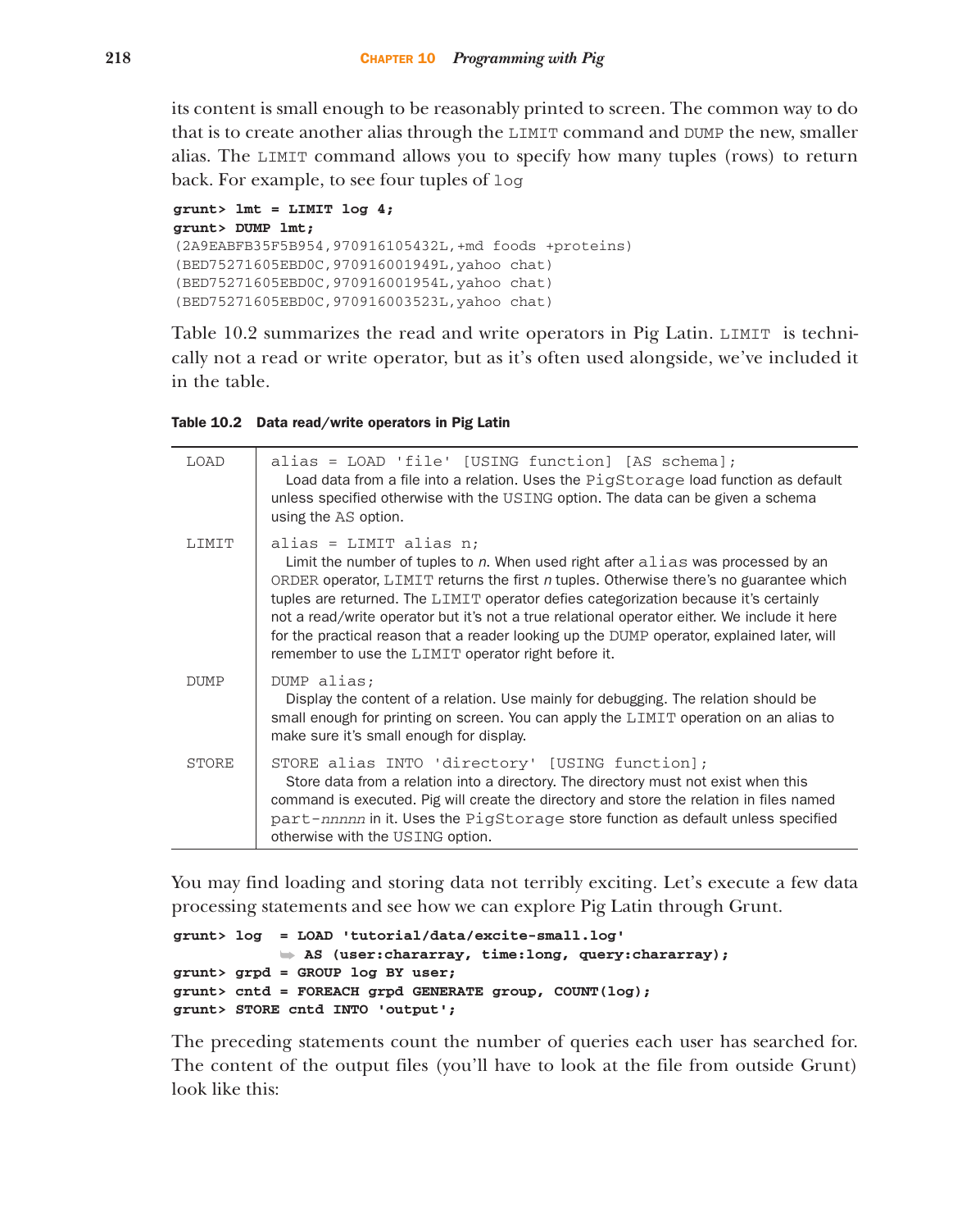its content is small enough to be reasonably printed to screen. The common way to do that is to create another alias through the LIMIT command and DUMP the new, smaller alias. The LIMIT command allows you to specify how many tuples (rows) to return back. For example, to see four tuples of log

```
grunt> lmt = LIMIT log 4;
grunt> DUMP lmt;
(2A9EABFB35F5B954,970916105432L,+md foods +proteins)
(BED75271605EBD0C,970916001949L,yahoo chat)
(BED75271605EBD0C,970916001954L,yahoo chat)
(BED75271605EBD0C,970916003523L,yahoo chat)
```

Table 10.2 summarizes the read and write operators in Pig Latin. LIMIT is technically not a read or write operator, but as it's often used alongside, we've included it in the table.

**Table 10.2 Data read/write operators in Pig Latin**

| | |
|---|---|
| LOAD | `alias = LOAD 'file' [USING function] [AS schema];` Load data from a file into a relation. Uses the PigStorage load function as default unless specified otherwise with the USING option. The data can be given a schema using the AS option. |
| LIMIT | `alias = LIMIT alias n;` Limit the number of tuples to *n*. When used right after alias was processed by an ORDER operator, LIMIT returns the first *n* tuples. Otherwise there's no guarantee which tuples are returned. The LIMIT operator defies categorization because it's certainly not a read/write operator but it's not a true relational operator either. We include it here for the practical reason that a reader looking up the DUMP operator, explained later, will remember to use the LIMIT operator right before it. |
| DUMP | `DUMP alias;` Display the content of a relation. Use mainly for debugging. The relation should be small enough for printing on screen. You can apply the LIMIT operation on an alias to make sure it's small enough for display. |
| STORE | `STORE alias INTO 'directory' [USING function];` Store data from a relation into a directory. The directory must not exist when this command is executed. Pig will create the directory and store the relation in files named part-*nnnnn* in it. Uses the PigStorage store function as default unless specified otherwise with the USING option. |

You may find loading and storing data not terribly exciting. Let's execute a few data processing statements and see how we can explore Pig Latin through Grunt.

```
grunt> log  = LOAD 'tutorial/data/excite-small.log'
          ➥ AS (user:chararray, time:long, query:chararray);
grunt> grpd = GROUP log BY user;
grunt> cntd = FOREACH grpd GENERATE group, COUNT(log);
grunt> STORE cntd INTO 'output';
```

The preceding statements count the number of queries each user has searched for. The content of the output files (you'll have to look at the file from outside Grunt) look like this: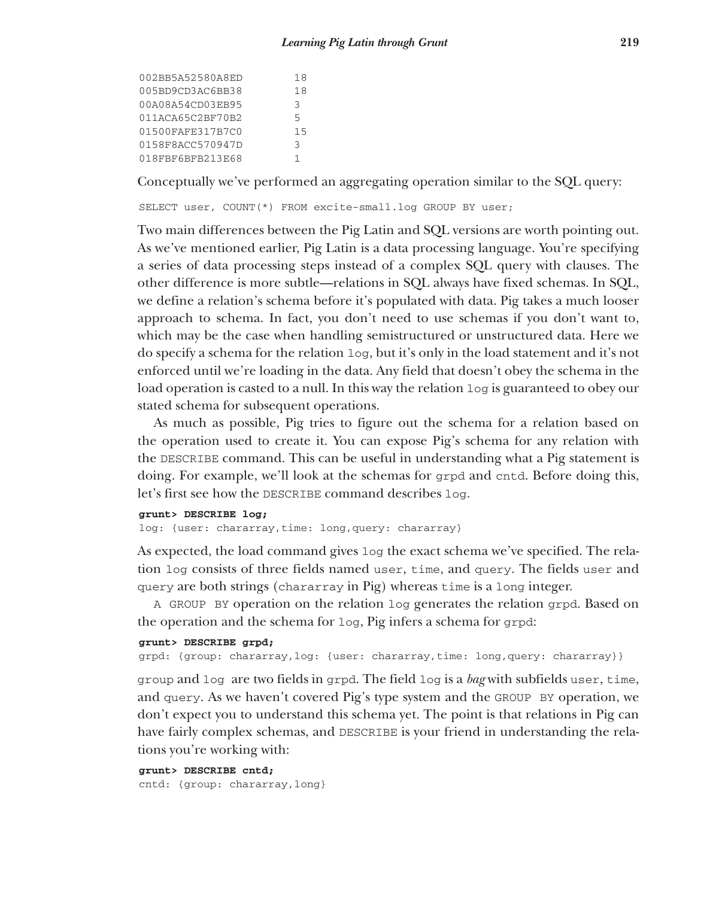```
002BB5A52580A8ED        18
005BD9CD3AC6BB38        18
00A08A54CD03EB95        3
011ACA65C2BF70B2        5
01500FAFE317B7C0        15
0158F8ACC570947D        3
018FBF6BFB213E68        1
```

Conceptually we've performed an aggregating operation similar to the SQL query:

```
SELECT user, COUNT(*) FROM excite-small.log GROUP BY user;
```

Two main differences between the Pig Latin and SQL versions are worth pointing out. As we've mentioned earlier, Pig Latin is a data processing language. You're specifying a series of data processing steps instead of a complex SQL query with clauses. The other difference is more subtle—relations in SQL always have fixed schemas. In SQL, we define a relation's schema before it's populated with data. Pig takes a much looser approach to schema. In fact, you don't need to use schemas if you don't want to, which may be the case when handling semistructured or unstructured data. Here we do specify a schema for the relation `log`, but it's only in the load statement and it's not enforced until we're loading in the data. Any field that doesn't obey the schema in the load operation is casted to a null. In this way the relation `log` is guaranteed to obey our stated schema for subsequent operations.

As much as possible, Pig tries to figure out the schema for a relation based on the operation used to create it. You can expose Pig's schema for any relation with the `DESCRIBE` command. This can be useful in understanding what a Pig statement is doing. For example, we'll look at the schemas for `grpd` and `cntd`. Before doing this, let's first see how the `DESCRIBE` command describes `log`.

```
grunt> DESCRIBE log;
log: {user: chararray,time: long,query: chararray}
```

As expected, the load command gives `log` the exact schema we've specified. The relation `log` consists of three fields named `user`, `time`, and `query`. The fields `user` and `query` are both strings (`chararray` in Pig) whereas `time` is a `long` integer.

A `GROUP BY` operation on the relation `log` generates the relation `grpd`. Based on the operation and the schema for `log`, Pig infers a schema for `grpd`:

```
grunt> DESCRIBE grpd;
grpd: {group: chararray,log: {user: chararray,time: long,query: chararray}}
```

`group` and `log` are two fields in `grpd`. The field `log` is a *bag* with subfields `user`, `time`, and `query`. As we haven't covered Pig's type system and the `GROUP BY` operation, we don't expect you to understand this schema yet. The point is that relations in Pig can have fairly complex schemas, and `DESCRIBE` is your friend in understanding the relations you're working with:

```
grunt> DESCRIBE cntd;
cntd: {group: chararray,long}
```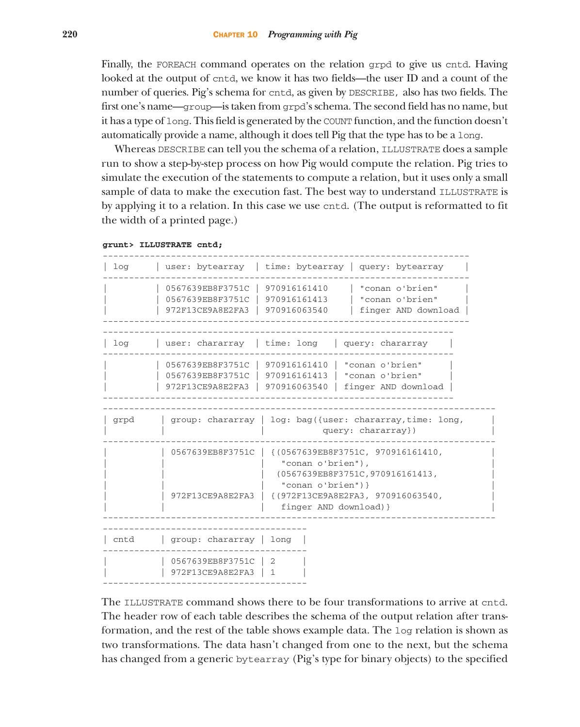Finally, the FOREACH command operates on the relation grpd to give us cntd. Having looked at the output of cntd, we know it has two fields—the user ID and a count of the number of queries. Pig's schema for cntd, as given by DESCRIBE, also has two fields. The first one's name—group—is taken from grpd's schema. The second field has no name, but it has a type of long. This field is generated by the COUNT function, and the function doesn't automatically provide a name, although it does tell Pig that the type has to be a long.

Whereas DESCRIBE can tell you the schema of a relation, ILLUSTRATE does a sample run to show a step-by-step process on how Pig would compute the relation. Pig tries to simulate the execution of the statements to compute a relation, but it uses only a small sample of data to make the execution fast. The best way to understand ILLUSTRATE is by applying it to a relation. In this case we use cntd. (The output is reformatted to fit the width of a printed page.)

```
grunt> ILLUSTRATE cntd;
----------------------------------------------------------------------
| log      | user: bytearray  | time: bytearray | query: bytearray    |
----------------------------------------------------------------------
|          | 0567639EB8F3751C | 970916161410    | "conan o'brien"     |
|          | 0567639EB8F3751C | 970916161413    | "conan o'brien"     |
|          | 972F13CE9A8E2FA3 | 970916063540    | finger AND download |
----------------------------------------------------------------------
-------------------------------------------------------------------
| log      | user: chararray  | time: long   | query: chararray    |
-------------------------------------------------------------------
|          | 0567639EB8F3751C | 970916161410 | "conan o'brien"     |
|          | 0567639EB8F3751C | 970916161413 | "conan o'brien"     |
|          | 972F13CE9A8E2FA3 | 970916063540 | finger AND download |
-------------------------------------------------------------------
---------------------------------------------------------------------------
| grpd      | group: chararray | log: bag({user: chararray,time: long,     |
|           |                  |           query: chararray})              |
---------------------------------------------------------------------------
|           | 0567639EB8F3751C | {(0567639EB8F3751C, 970916161410,         |
|           |                  |   "conan o'brien"),                       |
|           |                  |  (0567639EB8F3751C,970916161413,          |
|           |                  |   "conan o'brien")}                       |
|           | 972F13CE9A8E2FA3 | {(972F13CE9A8E2FA3, 970916063540,         |
|           |                  |   finger AND download)}                   |
---------------------------------------------------------------------------
--------------------------------------
| cntd      | group: chararray | long  |
--------------------------------------
|           | 0567639EB8F3751C | 2     |
|           | 972F13CE9A8E2FA3 | 1     |
--------------------------------------
```

The ILLUSTRATE command shows there to be four transformations to arrive at cntd. The header row of each table describes the schema of the output relation after transformation, and the rest of the table shows example data. The log relation is shown as two transformations. The data hasn't changed from one to the next, but the schema has changed from a generic bytearray (Pig's type for binary objects) to the specified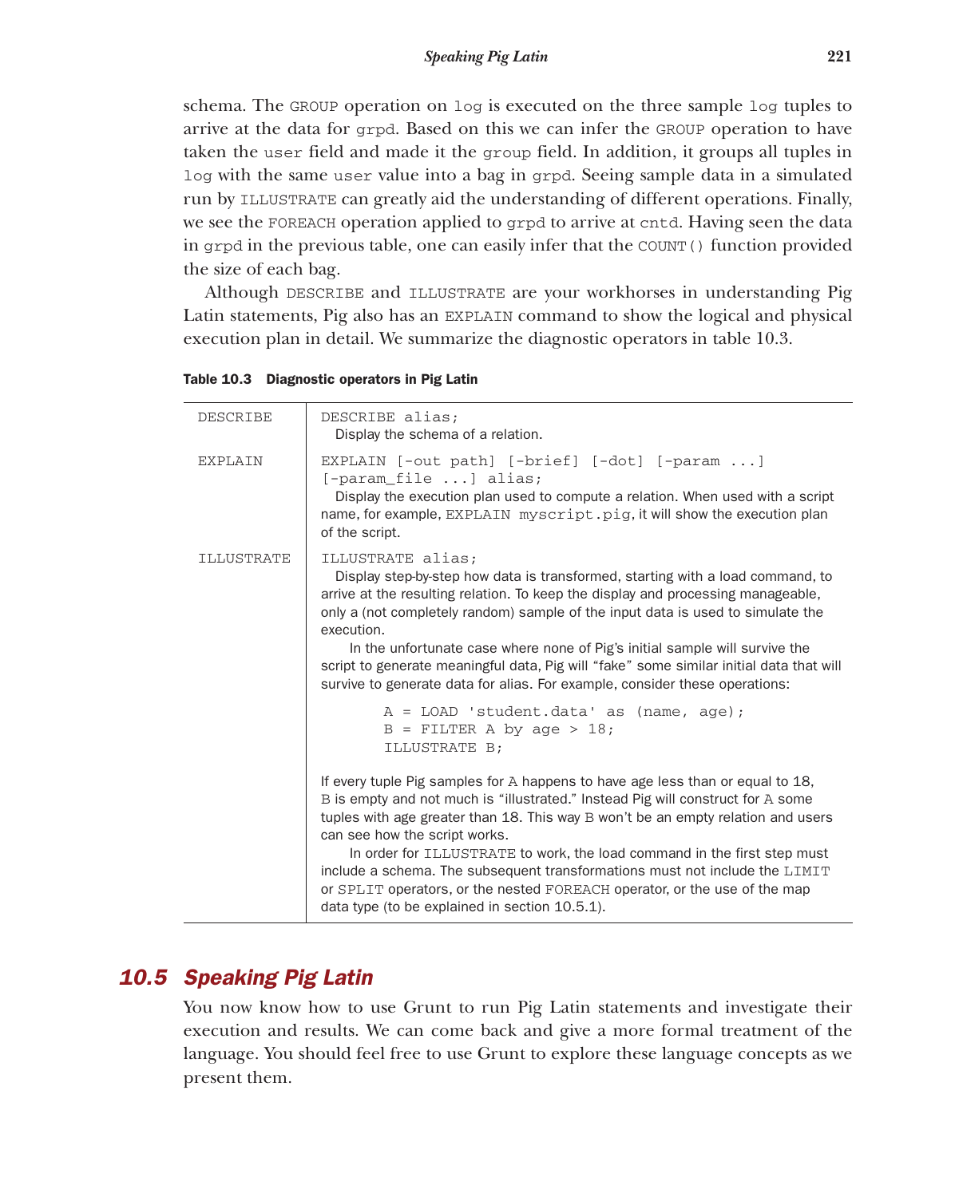schema. The `GROUP` operation on `log` is executed on the three sample `log` tuples to arrive at the data for `grpd`. Based on this we can infer the `GROUP` operation to have taken the `user` field and made it the `group` field. In addition, it groups all tuples in `log` with the same `user` value into a bag in `grpd`. Seeing sample data in a simulated run by `ILLUSTRATE` can greatly aid the understanding of different operations. Finally, we see the `FOREACH` operation applied to `grpd` to arrive at `cntd`. Having seen the data in `grpd` in the previous table, one can easily infer that the `COUNT()` function provided the size of each bag.

Although `DESCRIBE` and `ILLUSTRATE` are your workhorses in understanding Pig Latin statements, Pig also has an `EXPLAIN` command to show the logical and physical execution plan in detail. We summarize the diagnostic operators in table 10.3.

**Table 10.3 Diagnostic operators in Pig Latin**

| | |
|---|---|
| `DESCRIBE` | `DESCRIBE alias;` Display the schema of a relation. |
| `EXPLAIN` | `EXPLAIN [-out path] [-brief] [-dot] [-param ...] [-param_file ...] alias;` Display the execution plan used to compute a relation. When used with a script name, for example, `EXPLAIN myscript.pig`, it will show the execution plan of the script. |
| `ILLUSTRATE` | `ILLUSTRATE alias;` Display step-by-step how data is transformed, starting with a load command, to arrive at the resulting relation. To keep the display and processing manageable, only a (not completely random) sample of the input data is used to simulate the execution.<br>In the unfortunate case where none of Pig's initial sample will survive the script to generate meaningful data, Pig will "fake" some similar initial data that will survive to generate data for alias. For example, consider these operations:<br>`A = LOAD 'student.data' as (name, age);`<br>`B = FILTER A by age > 18;`<br>`ILLUSTRATE B;`<br>If every tuple Pig samples for `A` happens to have age less than or equal to 18, `B` is empty and not much is "illustrated." Instead Pig will construct for `A` some tuples with age greater than 18. This way `B` won't be an empty relation and users can see how the script works.<br>In order for `ILLUSTRATE` to work, the load command in the first step must include a schema. The subsequent transformations must not include the `LIMIT` or `SPLIT` operators, or the nested `FOREACH` operator, or the use of the map data type (to be explained in section 10.5.1). |

## 10.5 Speaking Pig Latin

You now know how to use Grunt to run Pig Latin statements and investigate their execution and results. We can come back and give a more formal treatment of the language. You should feel free to use Grunt to explore these language concepts as we present them.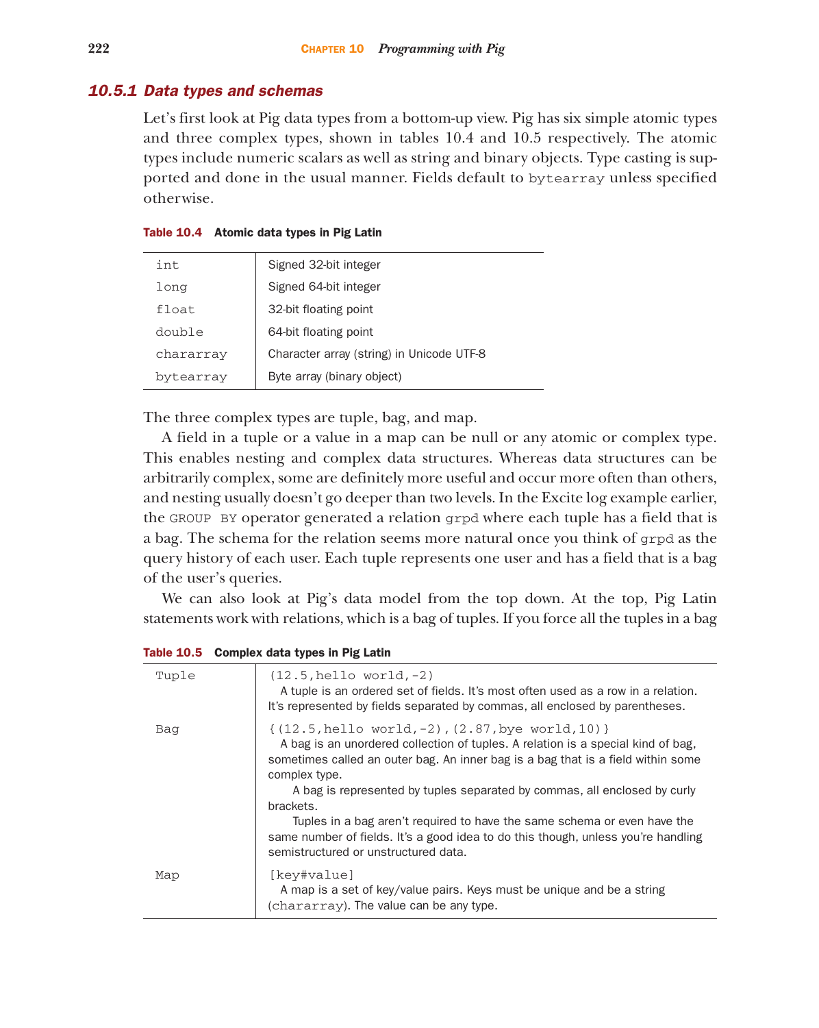### 10.5.1 Data types and schemas

Let's first look at Pig data types from a bottom-up view. Pig has six simple atomic types and three complex types, shown in tables 10.4 and 10.5 respectively. The atomic types include numeric scalars as well as string and binary objects. Type casting is supported and done in the usual manner. Fields default to `bytearray` unless specified otherwise.

**Table 10.4 Atomic data types in Pig Latin**

| | |
|---|---|
| `int` | Signed 32-bit integer |
| `long` | Signed 64-bit integer |
| `float` | 32-bit floating point |
| `double` | 64-bit floating point |
| `chararray` | Character array (string) in Unicode UTF-8 |
| `bytearray` | Byte array (binary object) |

The three complex types are tuple, bag, and map.

A field in a tuple or a value in a map can be null or any atomic or complex type. This enables nesting and complex data structures. Whereas data structures can be arbitrarily complex, some are definitely more useful and occur more often than others, and nesting usually doesn't go deeper than two levels. In the Excite log example earlier, the `GROUP BY` operator generated a relation `grpd` where each tuple has a field that is a bag. The schema for the relation seems more natural once you think of `grpd` as the query history of each user. Each tuple represents one user and has a field that is a bag of the user's queries.

We can also look at Pig's data model from the top down. At the top, Pig Latin statements work with relations, which is a bag of tuples. If you force all the tuples in a bag

**Table 10.5 Complex data types in Pig Latin**

| | |
|---|---|
| `Tuple` | `(12.5,hello world,-2)` A tuple is an ordered set of fields. It's most often used as a row in a relation. It's represented by fields separated by commas, all enclosed by parentheses. |
| `Bag` | `{(12.5,hello world,-2),(2.87,bye world,10)}` A bag is an unordered collection of tuples. A relation is a special kind of bag, sometimes called an outer bag. An inner bag is a bag that is a field within some complex type. A bag is represented by tuples separated by commas, all enclosed by curly brackets. Tuples in a bag aren't required to have the same schema or even have the same number of fields. It's a good idea to do this though, unless you're handling semistructured or unstructured data. |
| `Map` | `[key#value]` A map is a set of key/value pairs. Keys must be unique and be a string (`chararray`). The value can be any type. |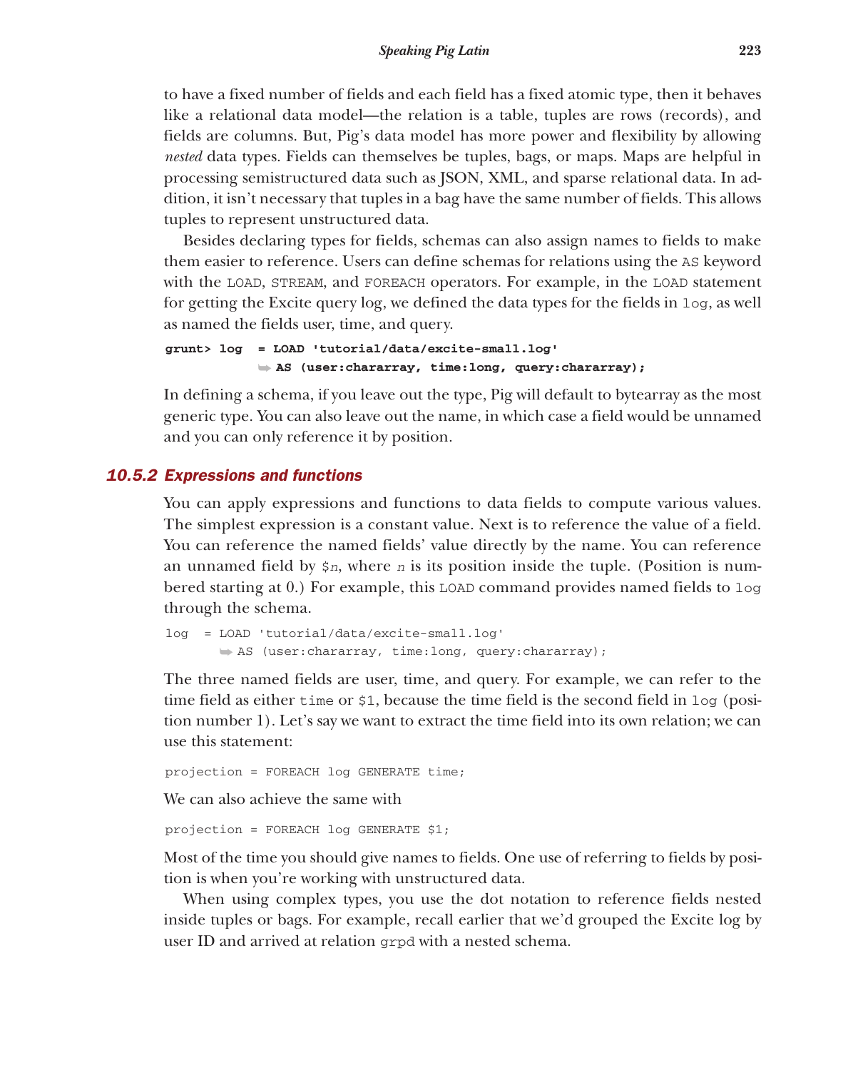to have a fixed number of fields and each field has a fixed atomic type, then it behaves like a relational data model—the relation is a table, tuples are rows (records), and fields are columns. But, Pig's data model has more power and flexibility by allowing *nested* data types. Fields can themselves be tuples, bags, or maps. Maps are helpful in processing semistructured data such as JSON, XML, and sparse relational data. In addition, it isn't necessary that tuples in a bag have the same number of fields. This allows tuples to represent unstructured data.

Besides declaring types for fields, schemas can also assign names to fields to make them easier to reference. Users can define schemas for relations using the `AS` keyword with the `LOAD`, `STREAM`, and `FOREACH` operators. For example, in the `LOAD` statement for getting the Excite query log, we defined the data types for the fields in `log`, as well as named the fields user, time, and query.

```
grunt> log  = LOAD 'tutorial/data/excite-small.log'
            ➥ AS (user:chararray, time:long, query:chararray);
```

In defining a schema, if you leave out the type, Pig will default to bytearray as the most generic type. You can also leave out the name, in which case a field would be unnamed and you can only reference it by position.

### 10.5.2 Expressions and functions

You can apply expressions and functions to data fields to compute various values. The simplest expression is a constant value. Next is to reference the value of a field. You can reference the named fields' value directly by the name. You can reference an unnamed field by `$n`, where *n* is its position inside the tuple. (Position is numbered starting at 0.) For example, this `LOAD` command provides named fields to `log` through the schema.

```
log  = LOAD 'tutorial/data/excite-small.log'
       ➥ AS (user:chararray, time:long, query:chararray);
```

The three named fields are user, time, and query. For example, we can refer to the time field as either `time` or `$1`, because the time field is the second field in `log` (position number 1). Let's say we want to extract the time field into its own relation; we can use this statement:

```
projection = FOREACH log GENERATE time;
```

We can also achieve the same with

```
projection = FOREACH log GENERATE $1;
```

Most of the time you should give names to fields. One use of referring to fields by position is when you're working with unstructured data.

When using complex types, you use the dot notation to reference fields nested inside tuples or bags. For example, recall earlier that we'd grouped the Excite log by user ID and arrived at relation `grpd` with a nested schema.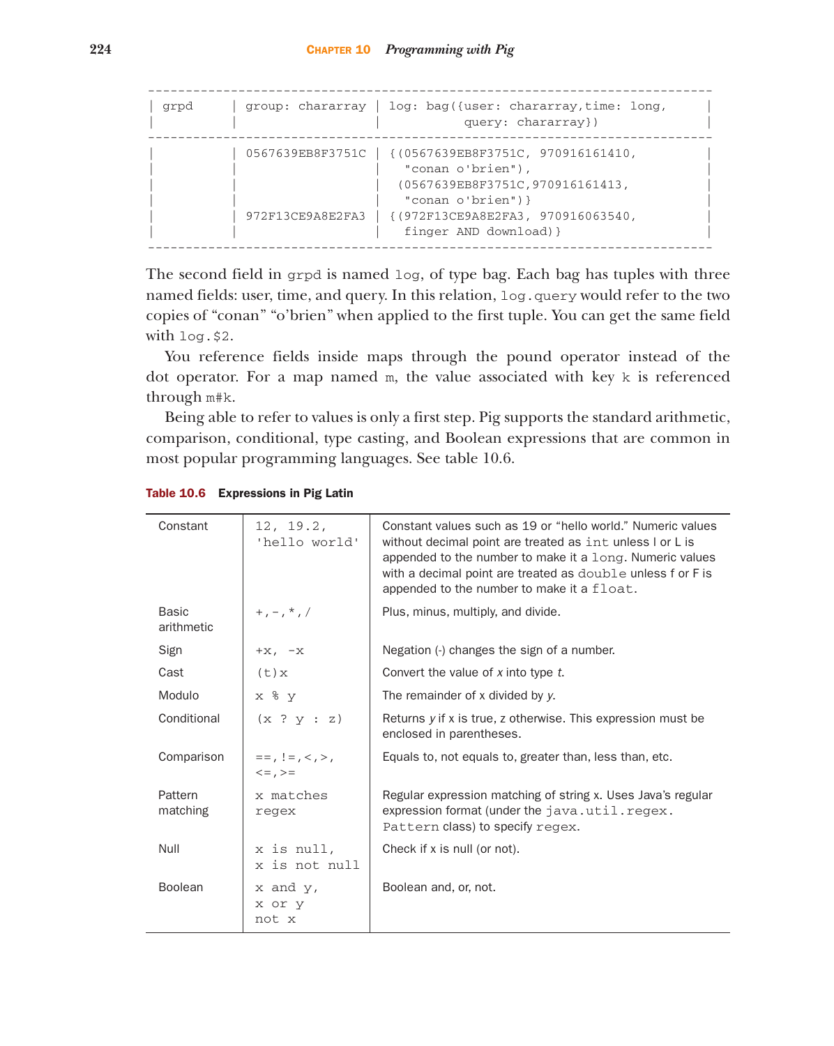```
-------------------------------------------------------------------------------
| grpd      | group: chararray | log: bag({user: chararray,time: long,        |
|           |                  |           query: chararray})                  |
-------------------------------------------------------------------------------
|           | 0567639EB8F3751C | {(0567639EB8F3751C, 970916161410,            |
|           |                  |   "conan o'brien"),                          |
|           |                  |  (0567639EB8F3751C,970916161413,             |
|           |                  |   "conan o'brien")}                          |
|           | 972F13CE9A8E2FA3 | {(972F13CE9A8E2FA3, 970916063540,            |
|           |                  |   finger AND download)}                      |
-------------------------------------------------------------------------------
```

The second field in `grpd` is named `log`, of type bag. Each bag has tuples with three named fields: user, time, and query. In this relation, `log.query` would refer to the two copies of "conan" "o'brien" when applied to the first tuple. You can get the same field with `log.$2`.

You reference fields inside maps through the pound operator instead of the dot operator. For a map named `m`, the value associated with key `k` is referenced through `m#k`.

Being able to refer to values is only a first step. Pig supports the standard arithmetic, comparison, conditional, type casting, and Boolean expressions that are common in most popular programming languages. See table 10.6.

**Table 10.6 Expressions in Pig Latin**

| | | |
|---|---|---|
| Constant | `12, 19.2, 'hello world'` | Constant values such as 19 or "hello world." Numeric values without decimal point are treated as `int` unless l or L is appended to the number to make it a `long`. Numeric values with a decimal point are treated as `double` unless f or F is appended to the number to make it a `float`. |
| Basic arithmetic | `+,-,*,/` | Plus, minus, multiply, and divide. |
| Sign | `+x, -x` | Negation (-) changes the sign of a number. |
| Cast | `(t)x` | Convert the value of *x* into type *t*. |
| Modulo | `x % y` | The remainder of x divided by *y*. |
| Conditional | `(x ? y : z)` | Returns *y* if x is true, z otherwise. This expression must be enclosed in parentheses. |
| Comparison | `==,!=,<,>, <=,>=` | Equals to, not equals to, greater than, less than, etc. |
| Pattern matching | `x matches regex` | Regular expression matching of string x. Uses Java's regular expression format (under the `java.util.regex.Pattern` class) to specify `regex`. |
| Null | `x is null, x is not null` | Check if x is null (or not). |
| Boolean | `x and y, x or y not x` | Boolean and, or, not. |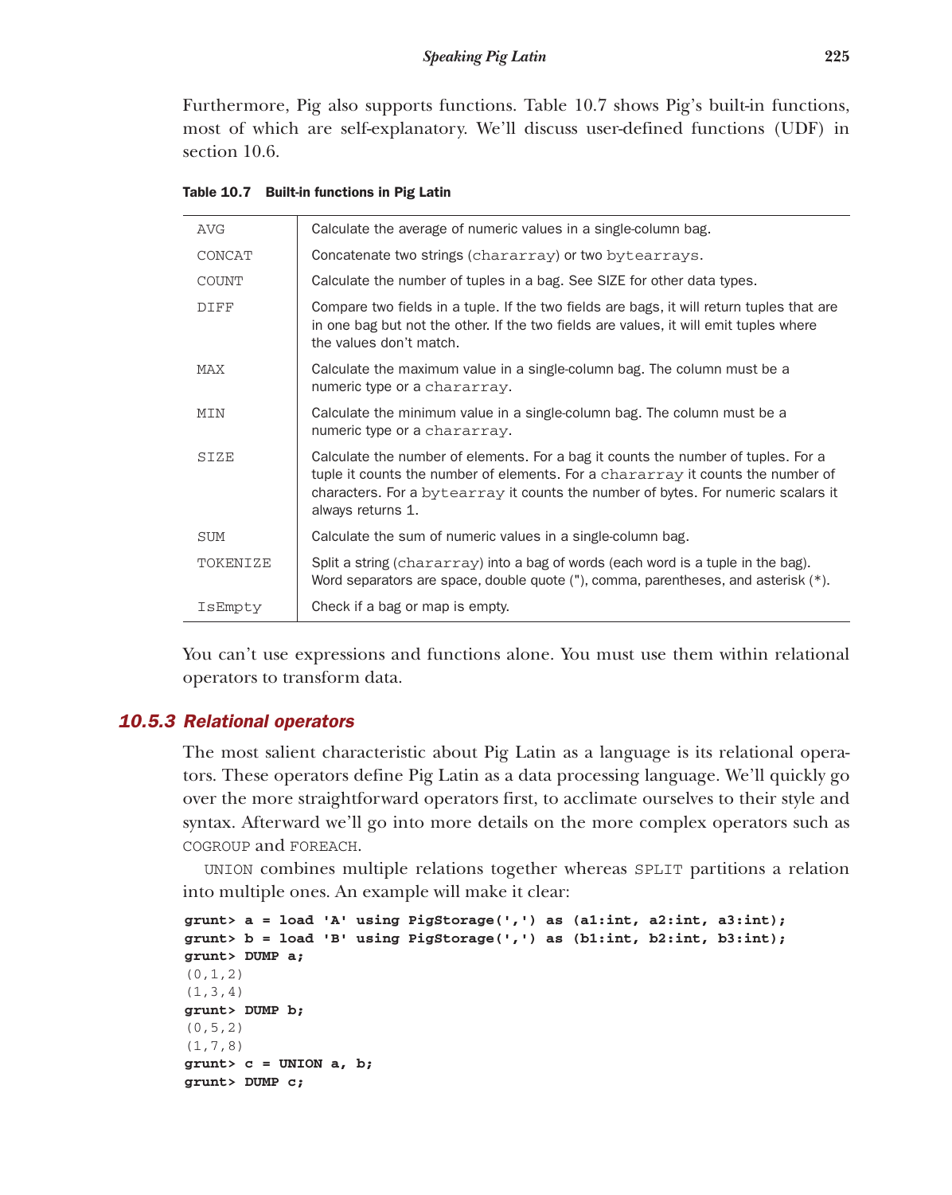Furthermore, Pig also supports functions. Table 10.7 shows Pig's built-in functions, most of which are self-explanatory. We'll discuss user-defined functions (UDF) in section 10.6.

**Table 10.7 Built-in functions in Pig Latin**

| | |
|---|---|
| AVG | Calculate the average of numeric values in a single-column bag. |
| CONCAT | Concatenate two strings (chararray) or two bytearrays. |
| COUNT | Calculate the number of tuples in a bag. See SIZE for other data types. |
| DIFF | Compare two fields in a tuple. If the two fields are bags, it will return tuples that are in one bag but not the other. If the two fields are values, it will emit tuples where the values don't match. |
| MAX | Calculate the maximum value in a single-column bag. The column must be a numeric type or a chararray. |
| MIN | Calculate the minimum value in a single-column bag. The column must be a numeric type or a chararray. |
| SIZE | Calculate the number of elements. For a bag it counts the number of tuples. For a tuple it counts the number of elements. For a chararray it counts the number of characters. For a bytearray it counts the number of bytes. For numeric scalars it always returns 1. |
| SUM | Calculate the sum of numeric values in a single-column bag. |
| TOKENIZE | Split a string (chararray) into a bag of words (each word is a tuple in the bag). Word separators are space, double quote ("), comma, parentheses, and asterisk (*). |
| IsEmpty | Check if a bag or map is empty. |

You can't use expressions and functions alone. You must use them within relational operators to transform data.

### 10.5.3 Relational operators

The most salient characteristic about Pig Latin as a language is its relational operators. These operators define Pig Latin as a data processing language. We'll quickly go over the more straightforward operators first, to acclimate ourselves to their style and syntax. Afterward we'll go into more details on the more complex operators such as COGROUP and FOREACH.

UNION combines multiple relations together whereas SPLIT partitions a relation into multiple ones. An example will make it clear:

```
grunt> a = load 'A' using PigStorage(',') as (a1:int, a2:int, a3:int);
grunt> b = load 'B' using PigStorage(',') as (b1:int, b2:int, b3:int);
grunt> DUMP a;
(0,1,2)
(1,3,4)
grunt> DUMP b;
(0,5,2)
(1,7,8)
grunt> c = UNION a, b;
grunt> DUMP c;
```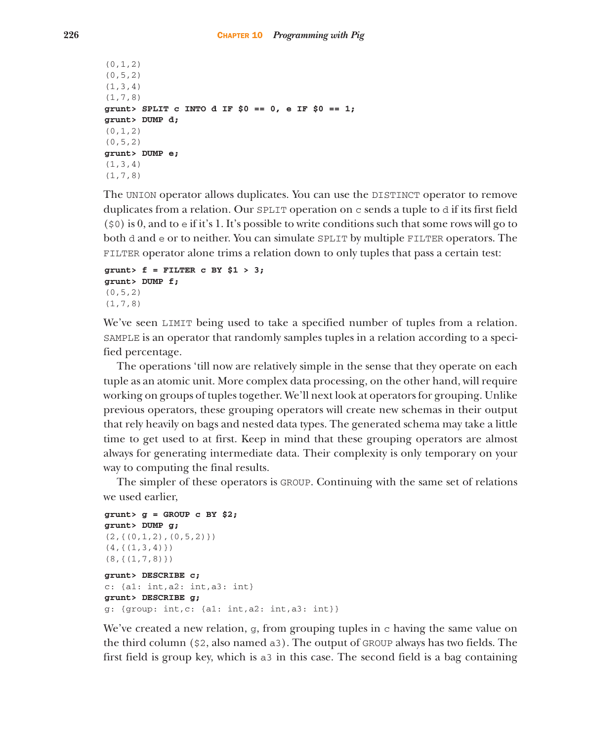```
(0,1,2)
(0,5,2)
(1,3,4)
(1,7,8)
grunt> SPLIT c INTO d IF $0 == 0, e IF $0 == 1;
grunt> DUMP d;
(0,1,2)
(0,5,2)
grunt> DUMP e;
(1,3,4)
(1,7,8)
```

The `UNION` operator allows duplicates. You can use the `DISTINCT` operator to remove duplicates from a relation. Our `SPLIT` operation on `c` sends a tuple to `d` if its first field (`$0`) is 0, and to `e` if it's 1. It's possible to write conditions such that some rows will go to both `d` and `e` or to neither. You can simulate `SPLIT` by multiple `FILTER` operators. The `FILTER` operator alone trims a relation down to only tuples that pass a certain test:

```
grunt> f = FILTER c BY $1 > 3;
grunt> DUMP f;
(0,5,2)
(1,7,8)
```

We've seen `LIMIT` being used to take a specified number of tuples from a relation. `SAMPLE` is an operator that randomly samples tuples in a relation according to a specified percentage.

The operations 'till now are relatively simple in the sense that they operate on each tuple as an atomic unit. More complex data processing, on the other hand, will require working on groups of tuples together. We'll next look at operators for grouping. Unlike previous operators, these grouping operators will create new schemas in their output that rely heavily on bags and nested data types. The generated schema may take a little time to get used to at first. Keep in mind that these grouping operators are almost always for generating intermediate data. Their complexity is only temporary on your way to computing the final results.

The simpler of these operators is `GROUP`. Continuing with the same set of relations we used earlier,

```
grunt> g = GROUP c BY $2;
grunt> DUMP g;
(2,{(0,1,2),(0,5,2)})
(4,{(1,3,4)})
(8,{(1,7,8)})

grunt> DESCRIBE c;
c: {a1: int,a2: int,a3: int}
grunt> DESCRIBE g;
g: {group: int,c: {a1: int,a2: int,a3: int}}
```

We've created a new relation, `g`, from grouping tuples in `c` having the same value on the third column (`$2`, also named `a3`). The output of `GROUP` always has two fields. The first field is group key, which is `a3` in this case. The second field is a bag containing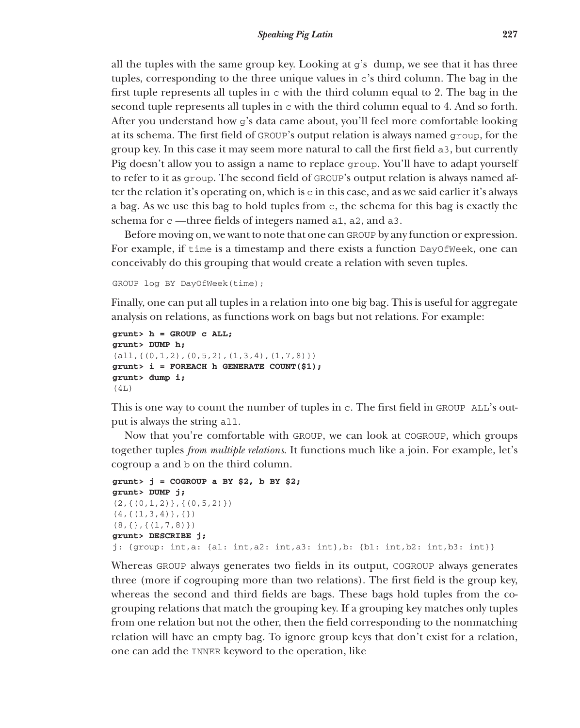all the tuples with the same group key. Looking at g's dump, we see that it has three tuples, corresponding to the three unique values in c's third column. The bag in the first tuple represents all tuples in c with the third column equal to 2. The bag in the second tuple represents all tuples in c with the third column equal to 4. And so forth. After you understand how g's data came about, you'll feel more comfortable looking at its schema. The first field of GROUP's output relation is always named group, for the group key. In this case it may seem more natural to call the first field a3, but currently Pig doesn't allow you to assign a name to replace group. You'll have to adapt yourself to refer to it as group. The second field of GROUP's output relation is always named after the relation it's operating on, which is c in this case, and as we said earlier it's always a bag. As we use this bag to hold tuples from c, the schema for this bag is exactly the schema for c —three fields of integers named a1, a2, and a3.

Before moving on, we want to note that one can GROUP by any function or expression. For example, if time is a timestamp and there exists a function DayOfWeek, one can conceivably do this grouping that would create a relation with seven tuples.

```
GROUP log BY DayOfWeek(time);
```

Finally, one can put all tuples in a relation into one big bag. This is useful for aggregate analysis on relations, as functions work on bags but not relations. For example:

```
grunt> h = GROUP c ALL;
grunt> DUMP h;
(all,{(0,1,2),(0,5,2),(1,3,4),(1,7,8)})
grunt> i = FOREACH h GENERATE COUNT($1);
grunt> dump i;
(4L)
```

This is one way to count the number of tuples in c. The first field in GROUP ALL's output is always the string all.

Now that you're comfortable with GROUP, we can look at COGROUP, which groups together tuples *from multiple relations*. It functions much like a join. For example, let's cogroup a and b on the third column.

```
grunt> j = COGROUP a BY $2, b BY $2;
grunt> DUMP j;
(2,{(0,1,2)},{(0,5,2)})
(4,{(1,3,4)},{})
(8,{},{(1,7,8)})
grunt> DESCRIBE j;
j: {group: int,a: {a1: int,a2: int,a3: int},b: {b1: int,b2: int,b3: int}}
```

Whereas GROUP always generates two fields in its output, COGROUP always generates three (more if cogrouping more than two relations). The first field is the group key, whereas the second and third fields are bags. These bags hold tuples from the cogrouping relations that match the grouping key. If a grouping key matches only tuples from one relation but not the other, then the field corresponding to the nonmatching relation will have an empty bag. To ignore group keys that don't exist for a relation, one can add the INNER keyword to the operation, like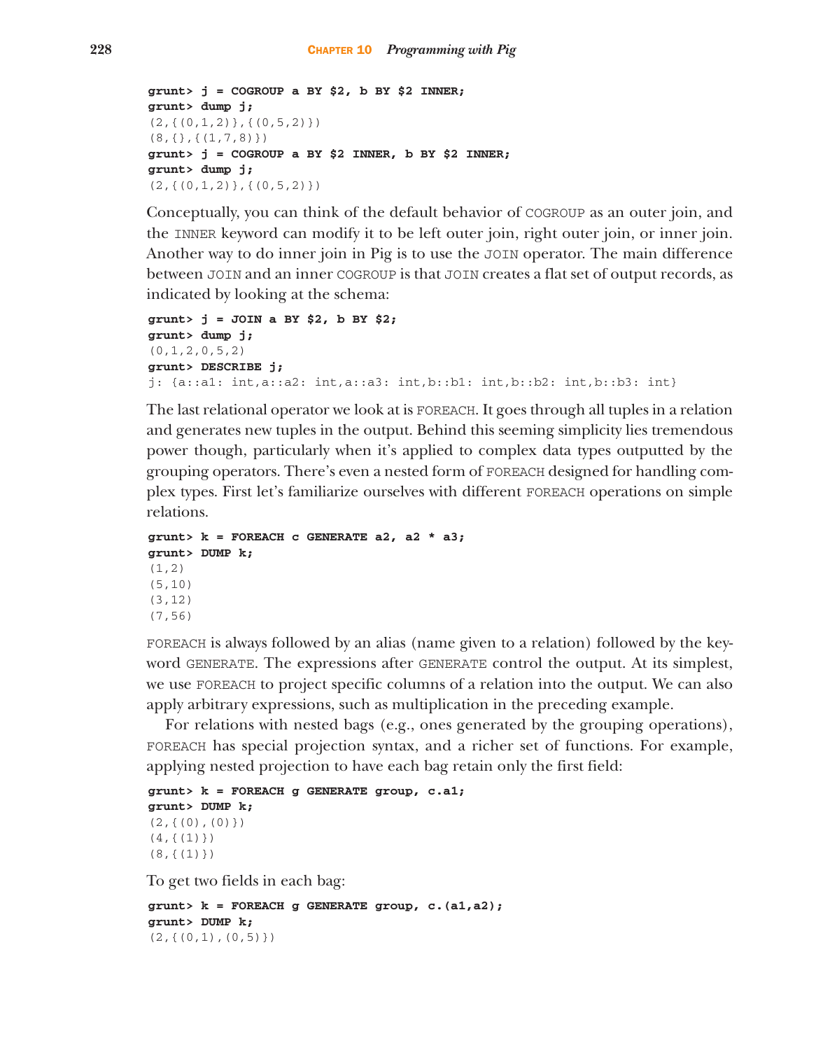```
grunt> j = COGROUP a BY $2, b BY $2 INNER;
grunt> dump j;
(2,{(0,1,2)},{(0,5,2)})
(8,{},{(1,7,8)})
grunt> j = COGROUP a BY $2 INNER, b BY $2 INNER;
grunt> dump j;
(2,{(0,1,2)},{(0,5,2)})
```

Conceptually, you can think of the default behavior of COGROUP as an outer join, and the INNER keyword can modify it to be left outer join, right outer join, or inner join. Another way to do inner join in Pig is to use the JOIN operator. The main difference between JOIN and an inner COGROUP is that JOIN creates a flat set of output records, as indicated by looking at the schema:

```
grunt> j = JOIN a BY $2, b BY $2;
grunt> dump j;
(0,1,2,0,5,2)
grunt> DESCRIBE j;
j: {a::a1: int,a::a2: int,a::a3: int,b::b1: int,b::b2: int,b::b3: int}
```

The last relational operator we look at is FOREACH. It goes through all tuples in a relation and generates new tuples in the output. Behind this seeming simplicity lies tremendous power though, particularly when it's applied to complex data types outputted by the grouping operators. There's even a nested form of FOREACH designed for handling complex types. First let's familiarize ourselves with different FOREACH operations on simple relations.

```
grunt> k = FOREACH c GENERATE a2, a2 * a3;
grunt> DUMP k;
(1,2)
(5,10)
(3,12)
(7,56)
```

FOREACH is always followed by an alias (name given to a relation) followed by the keyword GENERATE. The expressions after GENERATE control the output. At its simplest, we use FOREACH to project specific columns of a relation into the output. We can also apply arbitrary expressions, such as multiplication in the preceding example.

For relations with nested bags (e.g., ones generated by the grouping operations), FOREACH has special projection syntax, and a richer set of functions. For example, applying nested projection to have each bag retain only the first field:

```
grunt> k = FOREACH g GENERATE group, c.a1;
grunt> DUMP k;
(2,{(0),(0)})
(4,{(1)})
(8,{(1)})
```

To get two fields in each bag:

```
grunt> k = FOREACH g GENERATE group, c.(a1,a2);
grunt> DUMP k;
(2,{(0,1),(0,5)})
```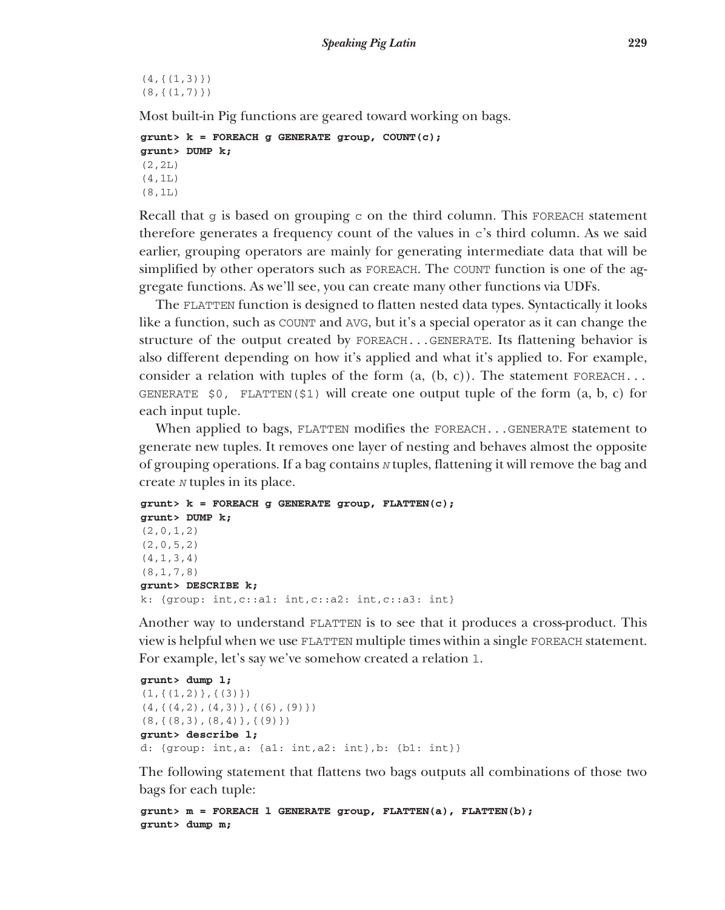```
(4,{(1,3)})
(8,{(1,7)})
```

Most built-in Pig functions are geared toward working on bags.

```
grunt> k = FOREACH g GENERATE group, COUNT(c);
grunt> DUMP k;
(2,2L)
(4,1L)
(8,1L)
```

Recall that `g` is based on grouping `c` on the third column. This `FOREACH` statement therefore generates a frequency count of the values in `c`'s third column. As we said earlier, grouping operators are mainly for generating intermediate data that will be simplified by other operators such as `FOREACH`. The `COUNT` function is one of the aggregate functions. As we'll see, you can create many other functions via UDFs.

The `FLATTEN` function is designed to flatten nested data types. Syntactically it looks like a function, such as `COUNT` and `AVG`, but it's a special operator as it can change the structure of the output created by `FOREACH...GENERATE`. Its flattening behavior is also different depending on how it's applied and what it's applied to. For example, consider a relation with tuples of the form (a, (b, c)). The statement `FOREACH... GENERATE $0, FLATTEN($1)` will create one output tuple of the form (a, b, c) for each input tuple.

When applied to bags, `FLATTEN` modifies the `FOREACH...GENERATE` statement to generate new tuples. It removes one layer of nesting and behaves almost the opposite of grouping operations. If a bag contains *N* tuples, flattening it will remove the bag and create *N* tuples in its place.

```
grunt> k = FOREACH g GENERATE group, FLATTEN(c);
grunt> DUMP k;
(2,0,1,2)
(2,0,5,2)
(4,1,3,4)
(8,1,7,8)
grunt> DESCRIBE k;
k: {group: int,c::a1: int,c::a2: int,c::a3: int}
```

Another way to understand `FLATTEN` is to see that it produces a cross-product. This view is helpful when we use `FLATTEN` multiple times within a single `FOREACH` statement. For example, let's say we've somehow created a relation `l`.

```
grunt> dump l;
(1,{(1,2)},{(3)})
(4,{(4,2),(4,3)},{(6),(9)})
(8,{(8,3),(8,4)},{(9)})
grunt> describe l;
d: {group: int,a: {a1: int,a2: int},b: {b1: int}}
```

The following statement that flattens two bags outputs all combinations of those two bags for each tuple:

```
grunt> m = FOREACH l GENERATE group, FLATTEN(a), FLATTEN(b);
grunt> dump m;
```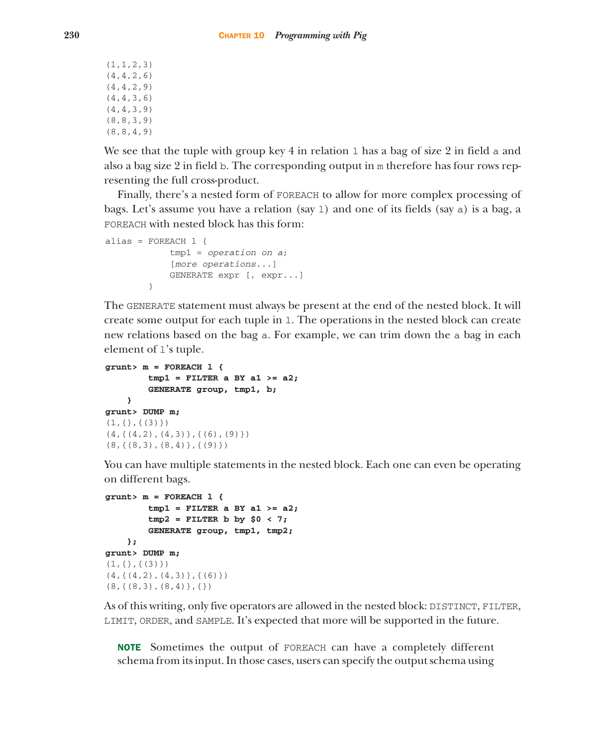```
(1,1,2,3)
(4,4,2,6)
(4,4,2,9)
(4,4,3,6)
(4,4,3,9)
(8,8,3,9)
(8,8,4,9)
```

We see that the tuple with group key 4 in relation `l` has a bag of size 2 in field `a` and also a bag size 2 in field `b`. The corresponding output in `m` therefore has four rows representing the full cross-product.

Finally, there's a nested form of `FOREACH` to allow for more complex processing of bags. Let's assume you have a relation (say `l`) and one of its fields (say `a`) is a bag, a `FOREACH` with nested block has this form:

```
alias = FOREACH l {
            tmp1 = operation on a;
            [more operations...]
            GENERATE expr [, expr...]
        }
```

The `GENERATE` statement must always be present at the end of the nested block. It will create some output for each tuple in `l`. The operations in the nested block can create new relations based on the bag `a`. For example, we can trim down the `a` bag in each element of `l`'s tuple.

```
grunt> m = FOREACH l {
        tmp1 = FILTER a BY a1 >= a2;
        GENERATE group, tmp1, b;
    }
grunt> DUMP m;
(1,{},{(3)})
(4,{(4,2),(4,3)},{(6),(9)})
(8,{(8,3),(8,4)},{(9)})
```

You can have multiple statements in the nested block. Each one can even be operating on different bags.

```
grunt> m = FOREACH l {
        tmp1 = FILTER a BY a1 >= a2;
        tmp2 = FILTER b by $0 < 7;
        GENERATE group, tmp1, tmp2;
    };
grunt> DUMP m;
(1,{},{(3)})
(4,{(4,2),(4,3)},{(6)})
(8,{(8,3),(8,4)},{})
```

As of this writing, only five operators are allowed in the nested block: `DISTINCT`, `FILTER`, `LIMIT`, `ORDER`, and `SAMPLE`. It's expected that more will be supported in the future.

> **NOTE** Sometimes the output of `FOREACH` can have a completely different schema from its input. In those cases, users can specify the output schema using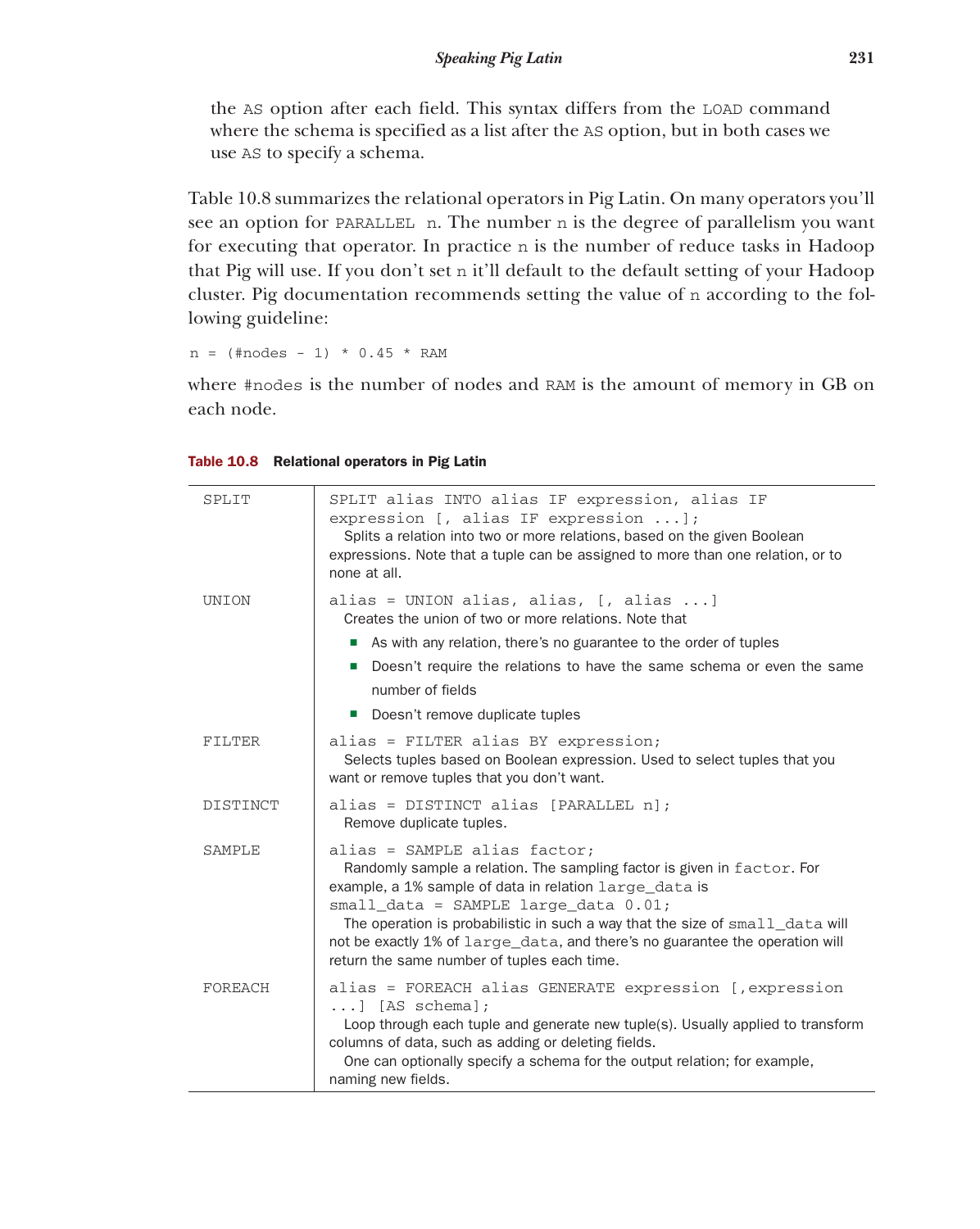the `AS` option after each field. This syntax differs from the `LOAD` command where the schema is specified as a list after the `AS` option, but in both cases we use `AS` to specify a schema.

Table 10.8 summarizes the relational operators in Pig Latin. On many operators you'll see an option for `PARALLEL n`. The number `n` is the degree of parallelism you want for executing that operator. In practice `n` is the number of reduce tasks in Hadoop that Pig will use. If you don't set `n` it'll default to the default setting of your Hadoop cluster. Pig documentation recommends setting the value of `n` according to the following guideline:

```
n = (#nodes - 1) * 0.45 * RAM
```

where `#nodes` is the number of nodes and `RAM` is the amount of memory in GB on each node.

**Table 10.8 Relational operators in Pig Latin**

| | |
|---|---|
| `SPLIT` | `SPLIT alias INTO alias IF expression, alias IF expression [, alias IF expression ...];` <br> Splits a relation into two or more relations, based on the given Boolean expressions. Note that a tuple can be assigned to more than one relation, or to none at all. |
| `UNION` | `alias = UNION alias, alias, [, alias ...]` <br> Creates the union of two or more relations. Note that <br> ■ As with any relation, there's no guarantee to the order of tuples <br> ■ Doesn't require the relations to have the same schema or even the same number of fields <br> ■ Doesn't remove duplicate tuples |
| `FILTER` | `alias = FILTER alias BY expression;` <br> Selects tuples based on Boolean expression. Used to select tuples that you want or remove tuples that you don't want. |
| `DISTINCT` | `alias = DISTINCT alias [PARALLEL n];` <br> Remove duplicate tuples. |
| `SAMPLE` | `alias = SAMPLE alias factor;` <br> Randomly sample a relation. The sampling factor is given in `factor`. For example, a 1% sample of data in relation `large_data` is <br> `small_data = SAMPLE large_data 0.01;` <br> The operation is probabilistic in such a way that the size of `small_data` will not be exactly 1% of `large_data`, and there's no guarantee the operation will return the same number of tuples each time. |
| `FOREACH` | `alias = FOREACH alias GENERATE expression [,expression ...] [AS schema];` <br> Loop through each tuple and generate new tuple(s). Usually applied to transform columns of data, such as adding or deleting fields. <br> One can optionally specify a schema for the output relation; for example, naming new fields. |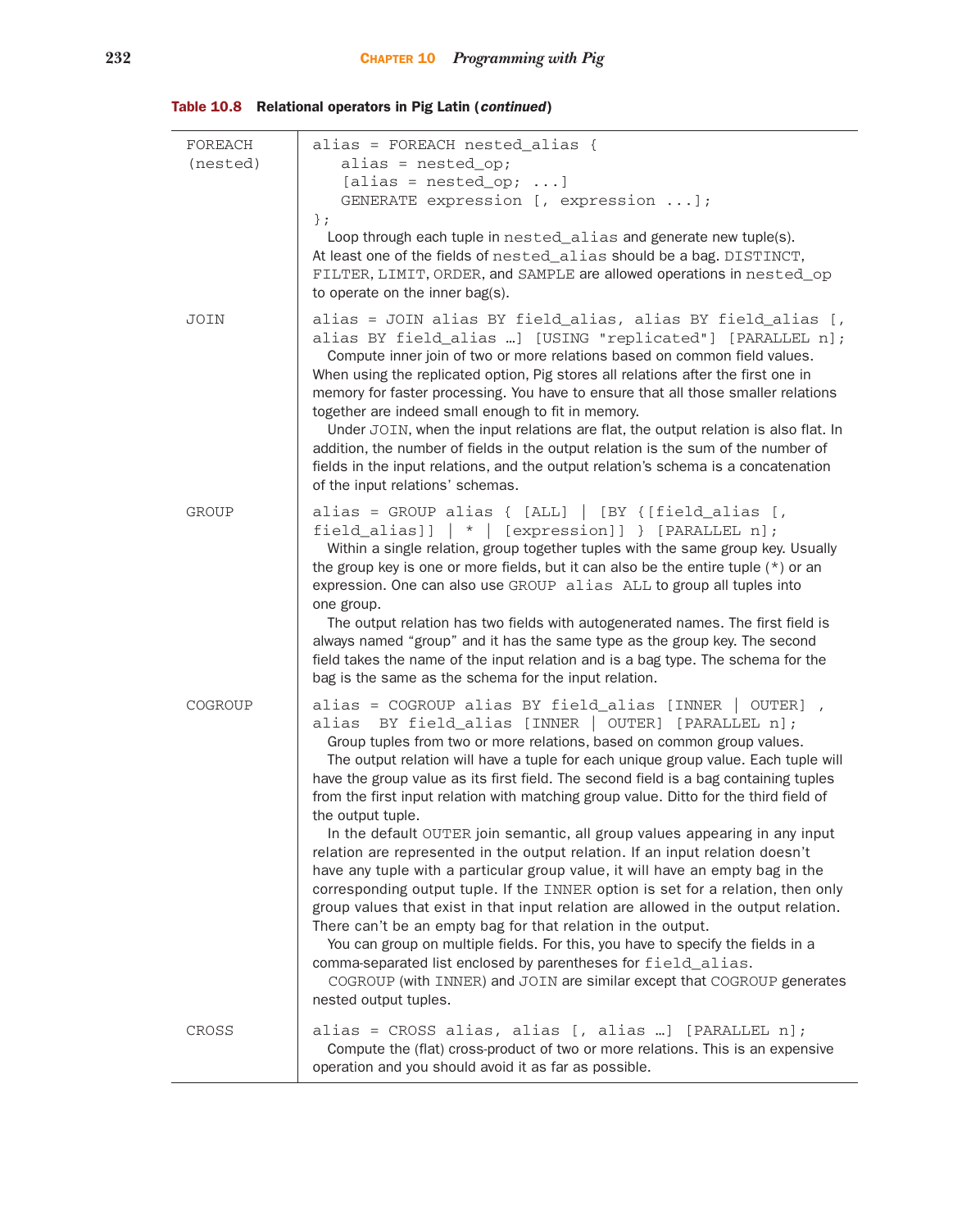**Table 10.8 Relational operators in Pig Latin (*continued*)**

| | |
|---|---|
| FOREACH (nested) | `alias = FOREACH nested_alias {`<br>`   alias = nested_op;`<br>`   [alias = nested_op; ...]`<br>`   GENERATE expression [, expression ...];`<br>`};`<br>Loop through each tuple in `nested_alias` and generate new tuple(s). At least one of the fields of `nested_alias` should be a bag. `DISTINCT`, `FILTER`, `LIMIT`, `ORDER`, and `SAMPLE` are allowed operations in `nested_op` to operate on the inner bag(s). |
| JOIN | `alias = JOIN alias BY field_alias, alias BY field_alias [, alias BY field_alias …] [USING "replicated"] [PARALLEL n];`<br>Compute inner join of two or more relations based on common field values. When using the replicated option, Pig stores all relations after the first one in memory for faster processing. You have to ensure that all those smaller relations together are indeed small enough to fit in memory.<br>Under `JOIN`, when the input relations are flat, the output relation is also flat. In addition, the number of fields in the output relation is the sum of the number of fields in the input relations, and the output relation's schema is a concatenation of the input relations' schemas. |
| GROUP | `alias = GROUP alias { [ALL] \| [BY {[field_alias [, field_alias]] \| * \| [expression]] } [PARALLEL n];`<br>Within a single relation, group together tuples with the same group key. Usually the group key is one or more fields, but it can also be the entire tuple (*) or an expression. One can also use `GROUP alias ALL` to group all tuples into one group.<br>The output relation has two fields with autogenerated names. The first field is always named "group" and it has the same type as the group key. The second field takes the name of the input relation and is a bag type. The schema for the bag is the same as the schema for the input relation. |
| COGROUP | `alias = COGROUP alias BY field_alias [INNER \| OUTER] , alias BY field_alias [INNER \| OUTER] [PARALLEL n];`<br>Group tuples from two or more relations, based on common group values.<br>The output relation will have a tuple for each unique group value. Each tuple will have the group value as its first field. The second field is a bag containing tuples from the first input relation with matching group value. Ditto for the third field of the output tuple.<br>In the default `OUTER` join semantic, all group values appearing in any input relation are represented in the output relation. If an input relation doesn't have any tuple with a particular group value, it will have an empty bag in the corresponding output tuple. If the `INNER` option is set for a relation, then only group values that exist in that input relation are allowed in the output relation. There can't be an empty bag for that relation in the output.<br>You can group on multiple fields. For this, you have to specify the fields in a comma-separated list enclosed by parentheses for `field_alias`.<br>`COGROUP` (with `INNER`) and `JOIN` are similar except that `COGROUP` generates nested output tuples. |
| CROSS | `alias = CROSS alias, alias [, alias …] [PARALLEL n];`<br>Compute the (flat) cross-product of two or more relations. This is an expensive operation and you should avoid it as far as possible. |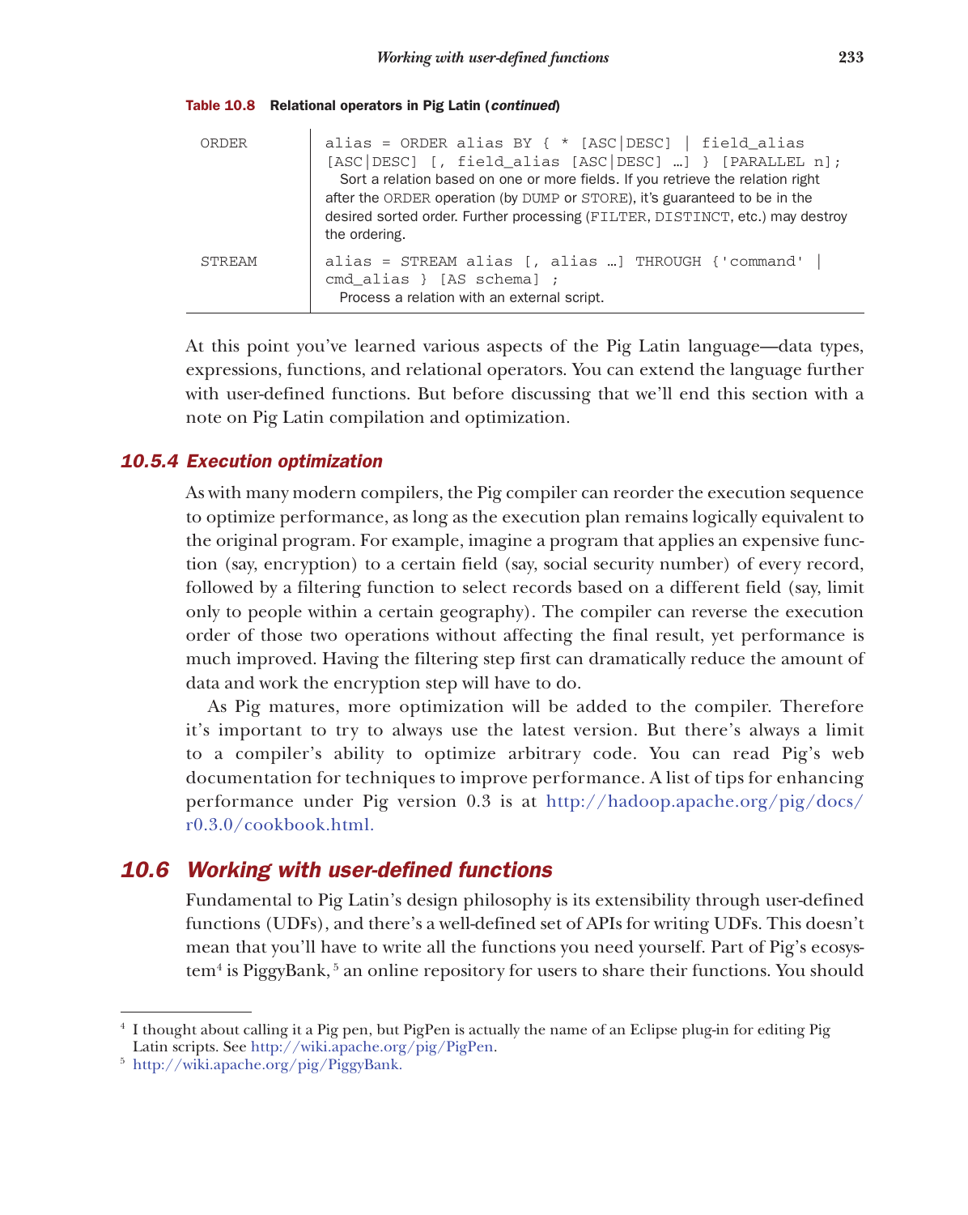**Table 10.8 Relational operators in Pig Latin (*continued*)**

| | |
|---|---|
| ORDER | `alias = ORDER alias BY { * [ASC\|DESC] \| field_alias [ASC\|DESC] [, field_alias [ASC\|DESC] …] } [PARALLEL n];` Sort a relation based on one or more fields. If you retrieve the relation right after the ORDER operation (by DUMP or STORE), it's guaranteed to be in the desired sorted order. Further processing (FILTER, DISTINCT, etc.) may destroy the ordering. |
| STREAM | `alias = STREAM alias [, alias …] THROUGH {'command' \| cmd_alias } [AS schema] ;` Process a relation with an external script. |

At this point you've learned various aspects of the Pig Latin language—data types, expressions, functions, and relational operators. You can extend the language further with user-defined functions. But before discussing that we'll end this section with a note on Pig Latin compilation and optimization.

### 10.5.4 Execution optimization

As with many modern compilers, the Pig compiler can reorder the execution sequence to optimize performance, as long as the execution plan remains logically equivalent to the original program. For example, imagine a program that applies an expensive function (say, encryption) to a certain field (say, social security number) of every record, followed by a filtering function to select records based on a different field (say, limit only to people within a certain geography). The compiler can reverse the execution order of those two operations without affecting the final result, yet performance is much improved. Having the filtering step first can dramatically reduce the amount of data and work the encryption step will have to do.

As Pig matures, more optimization will be added to the compiler. Therefore it's important to try to always use the latest version. But there's always a limit to a compiler's ability to optimize arbitrary code. You can read Pig's web documentation for techniques to improve performance. A list of tips for enhancing performance under Pig version 0.3 is at http://hadoop.apache.org/pig/docs/r0.3.0/cookbook.html.

## 10.6 Working with user-defined functions

Fundamental to Pig Latin's design philosophy is its extensibility through user-defined functions (UDFs), and there's a well-defined set of APIs for writing UDFs. This doesn't mean that you'll have to write all the functions you need yourself. Part of Pig's ecosystem[4] is PiggyBank,[5] an online repository for users to share their functions. You should

[4] I thought about calling it a Pig pen, but PigPen is actually the name of an Eclipse plug-in for editing Pig Latin scripts. See http://wiki.apache.org/pig/PigPen.

[5] http://wiki.apache.org/pig/PiggyBank.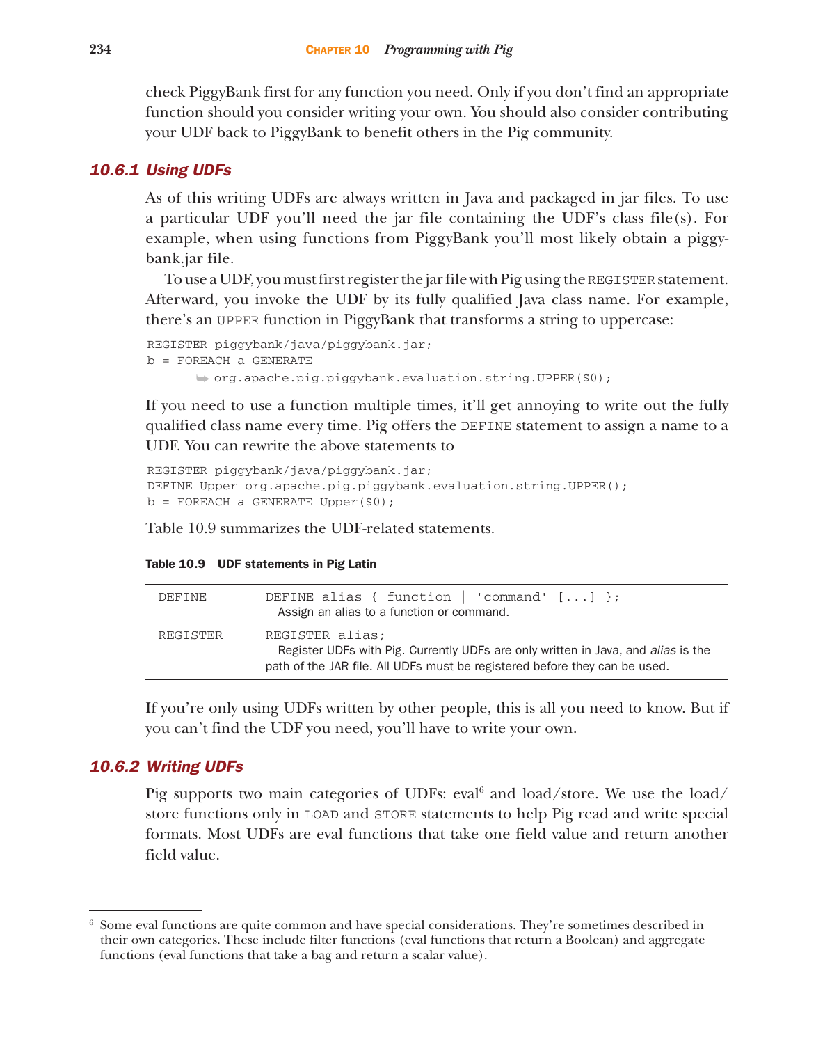check PiggyBank first for any function you need. Only if you don't find an appropriate function should you consider writing your own. You should also consider contributing your UDF back to PiggyBank to benefit others in the Pig community.

### 10.6.1 Using UDFs

As of this writing UDFs are always written in Java and packaged in jar files. To use a particular UDF you'll need the jar file containing the UDF's class file(s). For example, when using functions from PiggyBank you'll most likely obtain a piggybank.jar file.

To use a UDF, you must first register the jar file with Pig using the `REGISTER` statement. Afterward, you invoke the UDF by its fully qualified Java class name. For example, there's an `UPPER` function in PiggyBank that transforms a string to uppercase:

```
REGISTER piggybank/java/piggybank.jar;
b = FOREACH a GENERATE
      ➥ org.apache.pig.piggybank.evaluation.string.UPPER($0);
```

If you need to use a function multiple times, it'll get annoying to write out the fully qualified class name every time. Pig offers the `DEFINE` statement to assign a name to a UDF. You can rewrite the above statements to

```
REGISTER piggybank/java/piggybank.jar;
DEFINE Upper org.apache.pig.piggybank.evaluation.string.UPPER();
b = FOREACH a GENERATE Upper($0);
```

Table 10.9 summarizes the UDF-related statements.

**Table 10.9 UDF statements in Pig Latin**

| | |
|---|---|
| DEFINE | `DEFINE alias { function \| 'command' [...] };` Assign an alias to a function or command. |
| REGISTER | `REGISTER alias;` Register UDFs with Pig. Currently UDFs are only written in Java, and *alias* is the path of the JAR file. All UDFs must be registered before they can be used. |

If you're only using UDFs written by other people, this is all you need to know. But if you can't find the UDF you need, you'll have to write your own.

### 10.6.2 Writing UDFs

Pig supports two main categories of UDFs: eval[6] and load/store. We use the load/store functions only in `LOAD` and `STORE` statements to help Pig read and write special formats. Most UDFs are eval functions that take one field value and return another field value.

[6] Some eval functions are quite common and have special considerations. They're sometimes described in their own categories. These include filter functions (eval functions that return a Boolean) and aggregate functions (eval functions that take a bag and return a scalar value).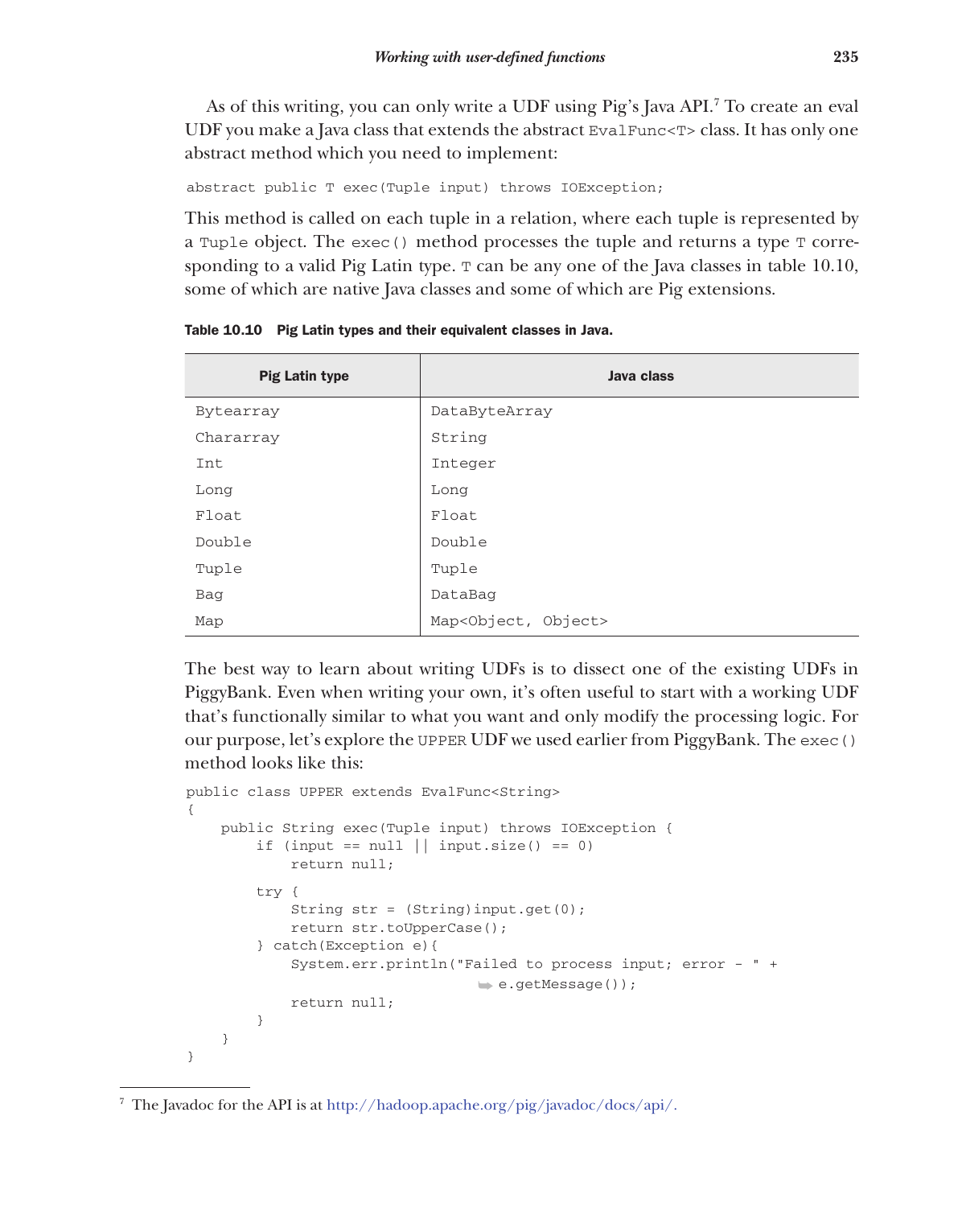As of this writing, you can only write a UDF using Pig's Java API.[7] To create an eval UDF you make a Java class that extends the abstract `EvalFunc<T>` class. It has only one abstract method which you need to implement:

```
abstract public T exec(Tuple input) throws IOException;
```

This method is called on each tuple in a relation, where each tuple is represented by a `Tuple` object. The `exec()` method processes the tuple and returns a type `T` corresponding to a valid Pig Latin type. `T` can be any one of the Java classes in table 10.10, some of which are native Java classes and some of which are Pig extensions.

**Table 10.10 Pig Latin types and their equivalent classes in Java.**

| Pig Latin type | Java class |
|---|---|
| Bytearray | DataByteArray |
| Chararray | String |
| Int | Integer |
| Long | Long |
| Float | Float |
| Double | Double |
| Tuple | Tuple |
| Bag | DataBag |
| Map | Map<Object, Object> |

The best way to learn about writing UDFs is to dissect one of the existing UDFs in PiggyBank. Even when writing your own, it's often useful to start with a working UDF that's functionally similar to what you want and only modify the processing logic. For our purpose, let's explore the `UPPER` UDF we used earlier from PiggyBank. The `exec()` method looks like this:

```
public class UPPER extends EvalFunc<String>
{
    public String exec(Tuple input) throws IOException {
        if (input == null || input.size() == 0)
            return null;
        try {
            String str = (String)input.get(0);
            return str.toUpperCase();
        } catch(Exception e){
            System.err.println("Failed to process input; error - " +
                                ➥ e.getMessage());
            return null;
        }
    }
}
```

[7] The Javadoc for the API is at http://hadoop.apache.org/pig/javadoc/docs/api/.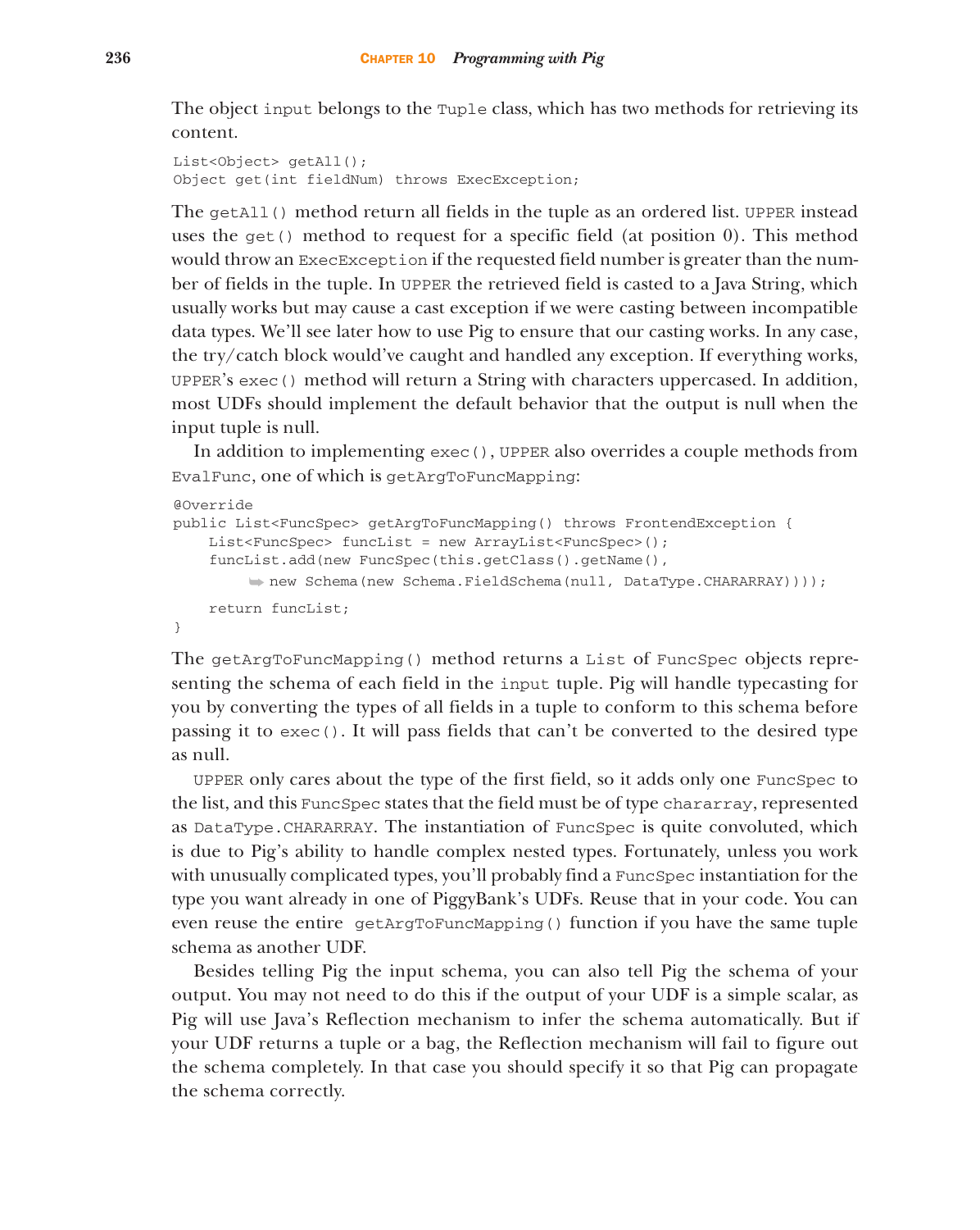The object `input` belongs to the `Tuple` class, which has two methods for retrieving its content.

```
List<Object> getAll();
Object get(int fieldNum) throws ExecException;
```

The `getAll()` method return all fields in the tuple as an ordered list. `UPPER` instead uses the `get()` method to request for a specific field (at position 0). This method would throw an `ExecException` if the requested field number is greater than the number of fields in the tuple. In `UPPER` the retrieved field is casted to a Java String, which usually works but may cause a cast exception if we were casting between incompatible data types. We'll see later how to use Pig to ensure that our casting works. In any case, the try/catch block would've caught and handled any exception. If everything works, `UPPER`'s `exec()` method will return a String with characters uppercased. In addition, most UDFs should implement the default behavior that the output is null when the input tuple is null.

In addition to implementing `exec()`, `UPPER` also overrides a couple methods from `EvalFunc`, one of which is `getArgToFuncMapping`:

```
@Override
public List<FuncSpec> getArgToFuncMapping() throws FrontendException {
    List<FuncSpec> funcList = new ArrayList<FuncSpec>();
    funcList.add(new FuncSpec(this.getClass().getName(),
        ➥ new Schema(new Schema.FieldSchema(null, DataType.CHARARRAY))));
    return funcList;
}
```

The `getArgToFuncMapping()` method returns a `List` of `FuncSpec` objects representing the schema of each field in the `input` tuple. Pig will handle typecasting for you by converting the types of all fields in a tuple to conform to this schema before passing it to `exec()`. It will pass fields that can't be converted to the desired type as null.

`UPPER` only cares about the type of the first field, so it adds only one `FuncSpec` to the list, and this `FuncSpec` states that the field must be of type `chararray`, represented as `DataType.CHARARRAY`. The instantiation of `FuncSpec` is quite convoluted, which is due to Pig's ability to handle complex nested types. Fortunately, unless you work with unusually complicated types, you'll probably find a `FuncSpec` instantiation for the type you want already in one of PiggyBank's UDFs. Reuse that in your code. You can even reuse the entire `getArgToFuncMapping()` function if you have the same tuple schema as another UDF.

Besides telling Pig the input schema, you can also tell Pig the schema of your output. You may not need to do this if the output of your UDF is a simple scalar, as Pig will use Java's Reflection mechanism to infer the schema automatically. But if your UDF returns a tuple or a bag, the Reflection mechanism will fail to figure out the schema completely. In that case you should specify it so that Pig can propagate the schema correctly.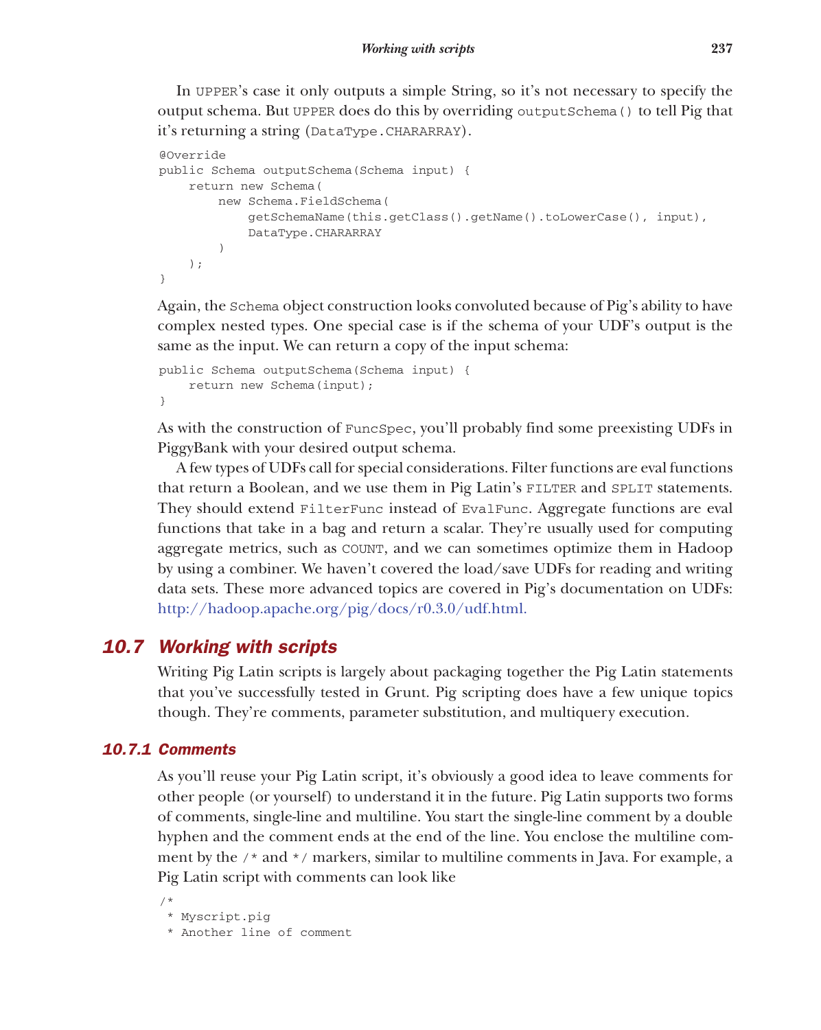In UPPER's case it only outputs a simple String, so it's not necessary to specify the output schema. But UPPER does do this by overriding outputSchema() to tell Pig that it's returning a string (DataType.CHARARRAY).

```
@Override
public Schema outputSchema(Schema input) {
    return new Schema(
        new Schema.FieldSchema(
            getSchemaName(this.getClass().getName().toLowerCase(), input),
            DataType.CHARARRAY
        )
    );
}
```

Again, the Schema object construction looks convoluted because of Pig's ability to have complex nested types. One special case is if the schema of your UDF's output is the same as the input. We can return a copy of the input schema:

```
public Schema outputSchema(Schema input) {
    return new Schema(input);
}
```

As with the construction of FuncSpec, you'll probably find some preexisting UDFs in PiggyBank with your desired output schema.

A few types of UDFs call for special considerations. Filter functions are eval functions that return a Boolean, and we use them in Pig Latin's FILTER and SPLIT statements. They should extend FilterFunc instead of EvalFunc. Aggregate functions are eval functions that take in a bag and return a scalar. They're usually used for computing aggregate metrics, such as COUNT, and we can sometimes optimize them in Hadoop by using a combiner. We haven't covered the load/save UDFs for reading and writing data sets. These more advanced topics are covered in Pig's documentation on UDFs: http://hadoop.apache.org/pig/docs/r0.3.0/udf.html.

## 10.7 Working with scripts

Writing Pig Latin scripts is largely about packaging together the Pig Latin statements that you've successfully tested in Grunt. Pig scripting does have a few unique topics though. They're comments, parameter substitution, and multiquery execution.

### 10.7.1 Comments

As you'll reuse your Pig Latin script, it's obviously a good idea to leave comments for other people (or yourself) to understand it in the future. Pig Latin supports two forms of comments, single-line and multiline. You start the single-line comment by a double hyphen and the comment ends at the end of the line. You enclose the multiline comment by the /* and */ markers, similar to multiline comments in Java. For example, a Pig Latin script with comments can look like

```
/*
 * Myscript.pig
 * Another line of comment
```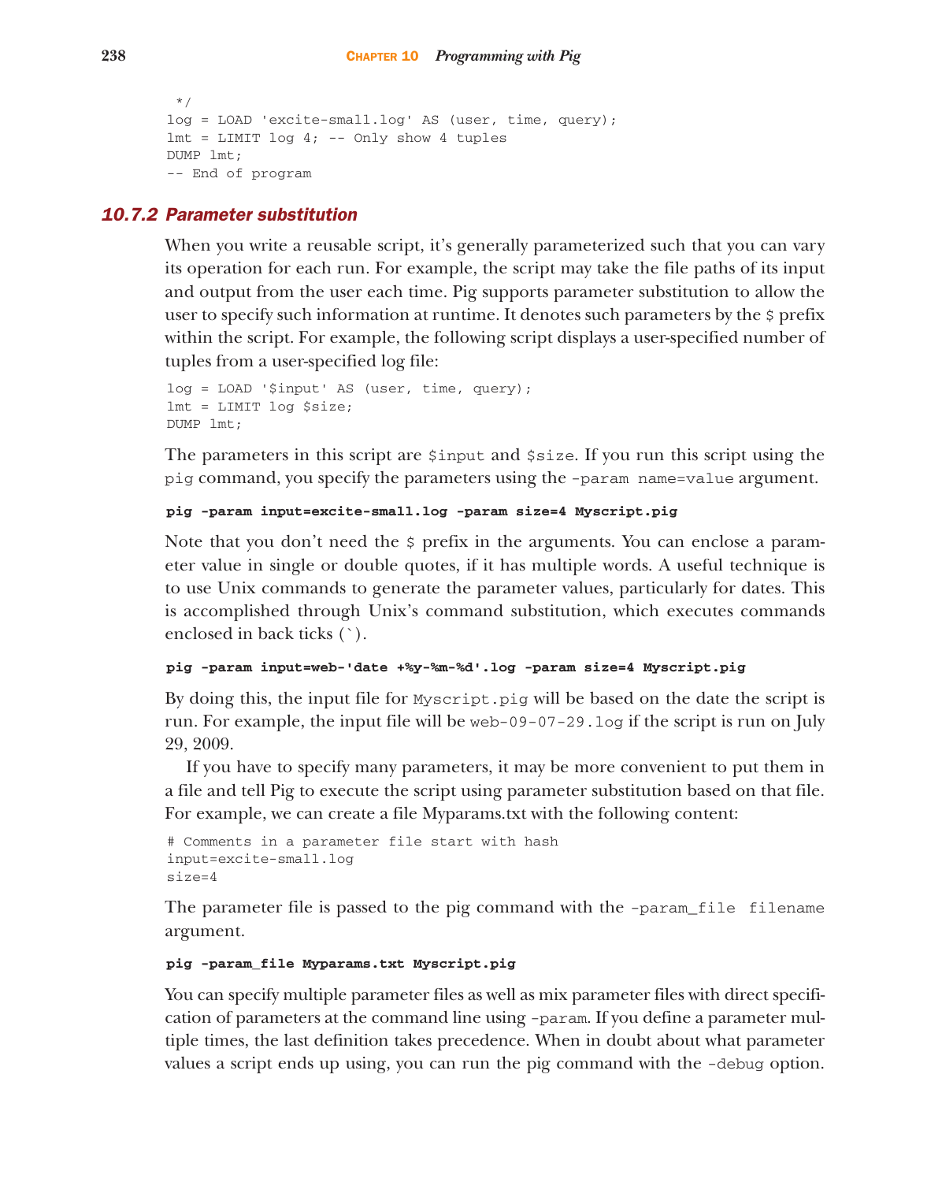```
 */
log = LOAD 'excite-small.log' AS (user, time, query);
lmt = LIMIT log 4; -- Only show 4 tuples
DUMP lmt;
-- End of program
```

### 10.7.2 Parameter substitution

When you write a reusable script, it's generally parameterized such that you can vary its operation for each run. For example, the script may take the file paths of its input and output from the user each time. Pig supports parameter substitution to allow the user to specify such information at runtime. It denotes such parameters by the `$` prefix within the script. For example, the following script displays a user-specified number of tuples from a user-specified log file:

```
log = LOAD '$input' AS (user, time, query);
lmt = LIMIT log $size;
DUMP lmt;
```

The parameters in this script are `$input` and `$size`. If you run this script using the `pig` command, you specify the parameters using the `-param name=value` argument.

```
pig -param input=excite-small.log -param size=4 Myscript.pig
```

Note that you don't need the `$` prefix in the arguments. You can enclose a parameter value in single or double quotes, if it has multiple words. A useful technique is to use Unix commands to generate the parameter values, particularly for dates. This is accomplished through Unix's command substitution, which executes commands enclosed in back ticks (`).

```
pig -param input=web-'date +%y-%m-%d'.log -param size=4 Myscript.pig
```

By doing this, the input file for `Myscript.pig` will be based on the date the script is run. For example, the input file will be `web-09-07-29.log` if the script is run on July 29, 2009.

If you have to specify many parameters, it may be more convenient to put them in a file and tell Pig to execute the script using parameter substitution based on that file. For example, we can create a file Myparams.txt with the following content:

```
# Comments in a parameter file start with hash
input=excite-small.log
size=4
```

The parameter file is passed to the pig command with the `-param_file filename` argument.

```
pig -param_file Myparams.txt Myscript.pig
```

You can specify multiple parameter files as well as mix parameter files with direct specification of parameters at the command line using `-param`. If you define a parameter multiple times, the last definition takes precedence. When in doubt about what parameter values a script ends up using, you can run the pig command with the `-debug` option.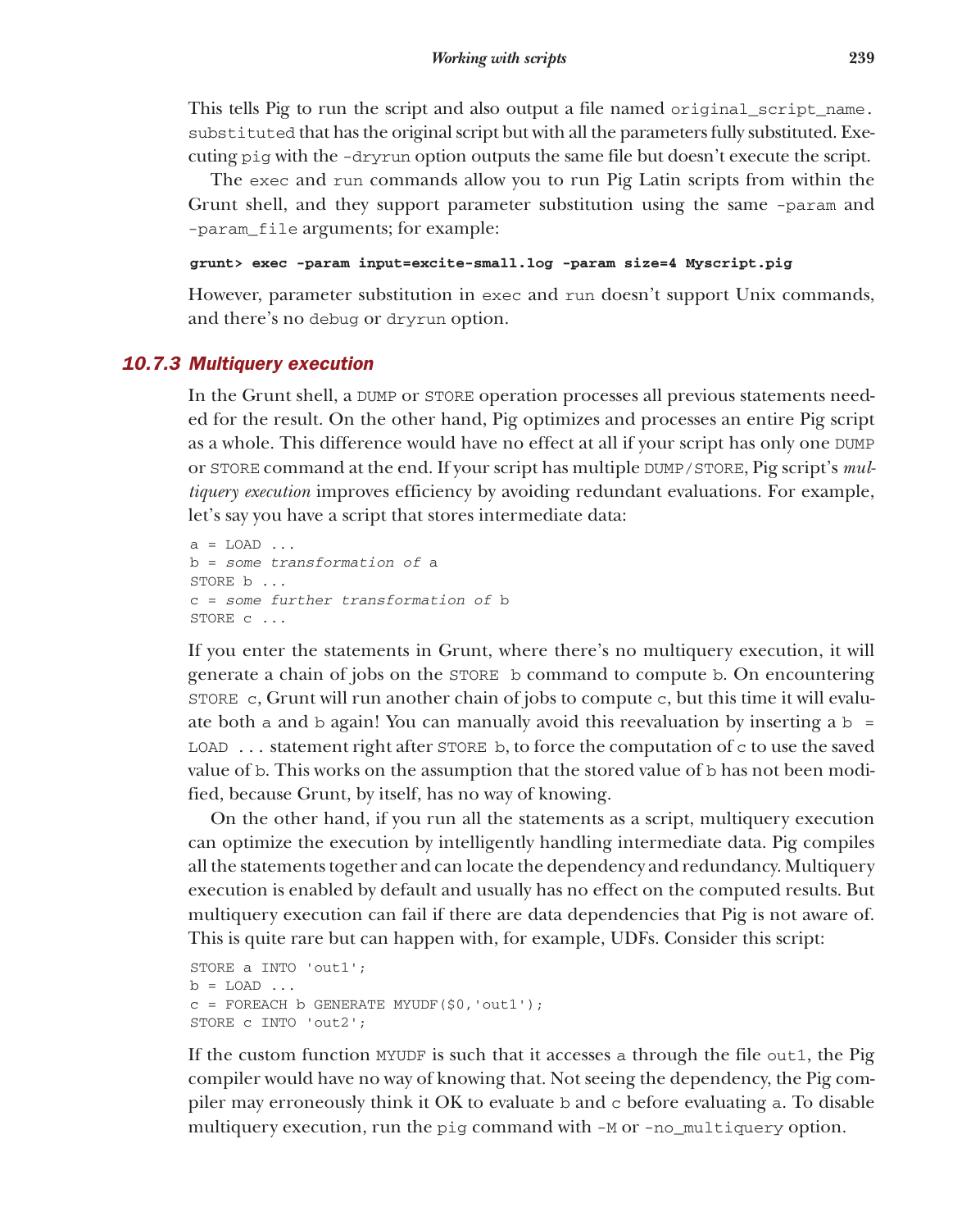This tells Pig to run the script and also output a file named `original_script_name.substituted` that has the original script but with all the parameters fully substituted. Executing `pig` with the `-dryrun` option outputs the same file but doesn't execute the script.

The `exec` and `run` commands allow you to run Pig Latin scripts from within the Grunt shell, and they support parameter substitution using the same `-param` and `-param_file` arguments; for example:

```
grunt> exec -param input=excite-small.log -param size=4 Myscript.pig
```

However, parameter substitution in `exec` and `run` doesn't support Unix commands, and there's no `debug` or `dryrun` option.

### 10.7.3 Multiquery execution

In the Grunt shell, a `DUMP` or `STORE` operation processes all previous statements needed for the result. On the other hand, Pig optimizes and processes an entire Pig script as a whole. This difference would have no effect at all if your script has only one `DUMP` or `STORE` command at the end. If your script has multiple `DUMP/STORE`, Pig script's *multiquery execution* improves efficiency by avoiding redundant evaluations. For example, let's say you have a script that stores intermediate data:

```
a = LOAD ...
b = some transformation of a
STORE b ...
c = some further transformation of b
STORE c ...
```

If you enter the statements in Grunt, where there's no multiquery execution, it will generate a chain of jobs on the `STORE b` command to compute `b`. On encountering `STORE c`, Grunt will run another chain of jobs to compute `c`, but this time it will evaluate both `a` and `b` again! You can manually avoid this reevaluation by inserting a `b = LOAD ...` statement right after `STORE b`, to force the computation of `c` to use the saved value of `b`. This works on the assumption that the stored value of `b` has not been modified, because Grunt, by itself, has no way of knowing.

On the other hand, if you run all the statements as a script, multiquery execution can optimize the execution by intelligently handling intermediate data. Pig compiles all the statements together and can locate the dependency and redundancy. Multiquery execution is enabled by default and usually has no effect on the computed results. But multiquery execution can fail if there are data dependencies that Pig is not aware of. This is quite rare but can happen with, for example, UDFs. Consider this script:

```
STORE a INTO 'out1';
b = LOAD ...
c = FOREACH b GENERATE MYUDF($0,'out1');
STORE c INTO 'out2';
```

If the custom function `MYUDF` is such that it accesses `a` through the file `out1`, the Pig compiler would have no way of knowing that. Not seeing the dependency, the Pig compiler may erroneously think it OK to evaluate `b` and `c` before evaluating `a`. To disable multiquery execution, run the `pig` command with `-M` or `-no_multiquery` option.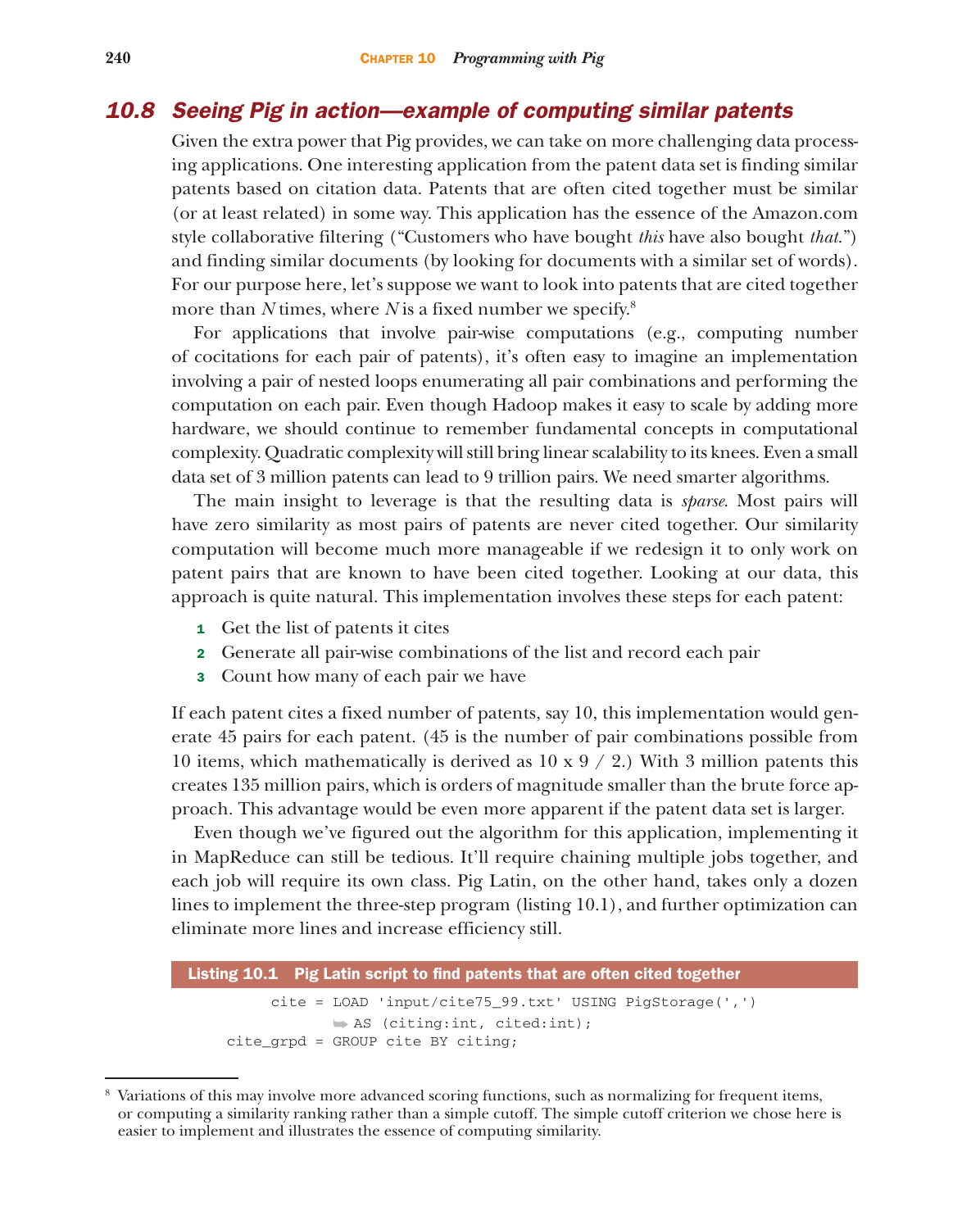## 10.8 Seeing Pig in action—example of computing similar patents

Given the extra power that Pig provides, we can take on more challenging data processing applications. One interesting application from the patent data set is finding similar patents based on citation data. Patents that are often cited together must be similar (or at least related) in some way. This application has the essence of the Amazon.com style collaborative filtering ("Customers who have bought *this* have also bought *that*.") and finding similar documents (by looking for documents with a similar set of words). For our purpose here, let's suppose we want to look into patents that are cited together more than $N$ times, where $N$ is a fixed number we specify.[8]

For applications that involve pair-wise computations (e.g., computing number of cocitations for each pair of patents), it's often easy to imagine an implementation involving a pair of nested loops enumerating all pair combinations and performing the computation on each pair. Even though Hadoop makes it easy to scale by adding more hardware, we should continue to remember fundamental concepts in computational complexity. Quadratic complexity will still bring linear scalability to its knees. Even a small data set of 3 million patents can lead to 9 trillion pairs. We need smarter algorithms.

The main insight to leverage is that the resulting data is *sparse*. Most pairs will have zero similarity as most pairs of patents are never cited together. Our similarity computation will become much more manageable if we redesign it to only work on patent pairs that are known to have been cited together. Looking at our data, this approach is quite natural. This implementation involves these steps for each patent:

1. Get the list of patents it cites
2. Generate all pair-wise combinations of the list and record each pair
3. Count how many of each pair we have

If each patent cites a fixed number of patents, say 10, this implementation would generate 45 pairs for each patent. (45 is the number of pair combinations possible from 10 items, which mathematically is derived as $10 \times 9 / 2$.) With 3 million patents this creates 135 million pairs, which is orders of magnitude smaller than the brute force approach. This advantage would be even more apparent if the patent data set is larger.

Even though we've figured out the algorithm for this application, implementing it in MapReduce can still be tedious. It'll require chaining multiple jobs together, and each job will require its own class. Pig Latin, on the other hand, takes only a dozen lines to implement the three-step program (listing 10.1), and further optimization can eliminate more lines and increase efficiency still.

**Listing 10.1 Pig Latin script to find patents that are often cited together**

```
        cite = LOAD 'input/cite75_99.txt' USING PigStorage(',')
               AS (citing:int, cited:int);
   cite_grpd = GROUP cite BY citing;
```

[8] Variations of this may involve more advanced scoring functions, such as normalizing for frequent items, or computing a similarity ranking rather than a simple cutoff. The simple cutoff criterion we chose here is easier to implement and illustrates the essence of computing similarity.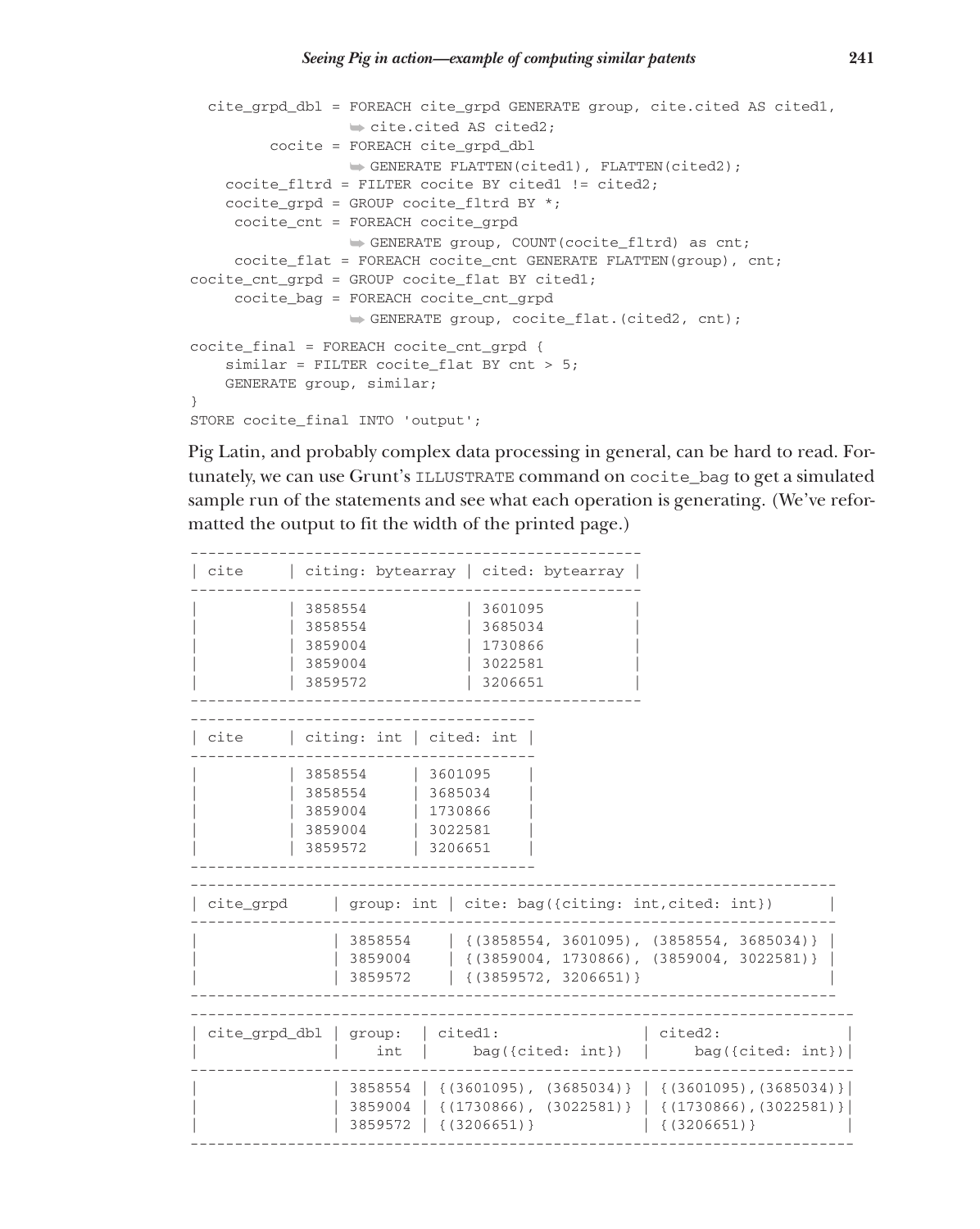```
  cite_grpd_dbl = FOREACH cite_grpd GENERATE group, cite.cited AS cited1,
                  ➥ cite.cited AS cited2;
         cocite = FOREACH cite_grpd_dbl
                  ➥ GENERATE FLATTEN(cited1), FLATTEN(cited2);
    cocite_fltrd = FILTER cocite BY cited1 != cited2;
    cocite_grpd = GROUP cocite_fltrd BY *;
     cocite_cnt = FOREACH cocite_grpd
                  ➥ GENERATE group, COUNT(cocite_fltrd) as cnt;
     cocite_flat = FOREACH cocite_cnt GENERATE FLATTEN(group), cnt;
cocite_cnt_grpd = GROUP cocite_flat BY cited1;
     cocite_bag = FOREACH cocite_cnt_grpd
                  ➥ GENERATE group, cocite_flat.(cited2, cnt);

cocite_final = FOREACH cocite_cnt_grpd {
    similar = FILTER cocite_flat BY cnt > 5;
    GENERATE group, similar;
}
STORE cocite_final INTO 'output';
```

Pig Latin, and probably complex data processing in general, can be hard to read. Fortunately, we can use Grunt's `ILLUSTRATE` command on `cocite_bag` to get a simulated sample run of the statements and see what each operation is generating. (We've reformatted the output to fit the width of the printed page.)

```
-------------------------------------------------
| cite     | citing: bytearray | cited: bytearray |
-------------------------------------------------
|          | 3858554           | 3601095          |
|          | 3858554           | 3685034          |
|          | 3859004           | 1730866          |
|          | 3859004           | 3022581          |
|          | 3859572           | 3206651          |
-------------------------------------------------
-------------------------------------
| cite     | citing: int | cited: int |
-------------------------------------
|          | 3858554     | 3601095    |
|          | 3858554     | 3685034    |
|          | 3859004     | 1730866    |
|          | 3859004     | 3022581    |
|          | 3859572     | 3206651    |
-------------------------------------
-----------------------------------------------------------------------
| cite_grpd     | group: int | cite: bag({citing: int,cited: int})      |
-----------------------------------------------------------------------
|               | 3858554    | {(3858554, 3601095), (3858554, 3685034)} |
|               | 3859004    | {(3859004, 1730866), (3859004, 3022581)} |
|               | 3859572    | {(3859572, 3206651)}                     |
-----------------------------------------------------------------------
-------------------------------------------------------------------------
| cite_grpd_dbl | group:  | cited1:                | cited2:               |
|               |    int  |     bag({cited: int})  |     bag({cited: int})|
-------------------------------------------------------------------------
|               | 3858554 | {(3601095), (3685034)} | {(3601095),(3685034)}|
|               | 3859004 | {(1730866), (3022581)} | {(1730866),(3022581)}|
|               | 3859572 | {(3206651)}            | {(3206651)}           |
-------------------------------------------------------------------------
```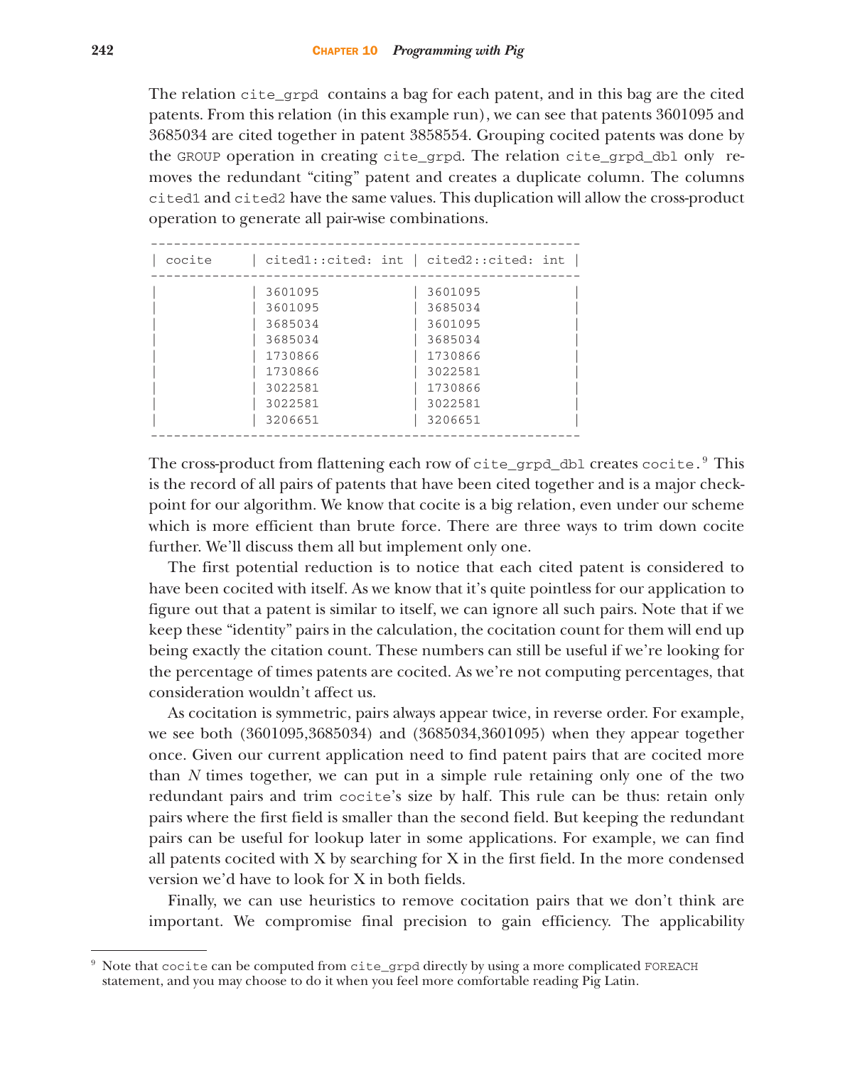The relation `cite_grpd` contains a bag for each patent, and in this bag are the cited patents. From this relation (in this example run), we can see that patents 3601095 and 3685034 are cited together in patent 3858554. Grouping cocited patents was done by the `GROUP` operation in creating `cite_grpd`. The relation `cite_grpd_dbl` only removes the redundant "citing" patent and creates a duplicate column. The columns `cited1` and `cited2` have the same values. This duplication will allow the cross-product operation to generate all pair-wise combinations.

```
-------------------------------------------------------
| cocite      | cited1::cited: int | cited2::cited: int |
-------------------------------------------------------
|             | 3601095            | 3601095            |
|             | 3601095            | 3685034            |
|             | 3685034            | 3601095            |
|             | 3685034            | 3685034            |
|             | 1730866            | 1730866            |
|             | 1730866            | 3022581            |
|             | 3022581            | 1730866            |
|             | 3022581            | 3022581            |
|             | 3206651            | 3206651            |
-------------------------------------------------------
```

The cross-product from flattening each row of `cite_grpd_dbl` creates `cocite`.[9] This is the record of all pairs of patents that have been cited together and is a major checkpoint for our algorithm. We know that cocite is a big relation, even under our scheme which is more efficient than brute force. There are three ways to trim down cocite further. We'll discuss them all but implement only one.

The first potential reduction is to notice that each cited patent is considered to have been cocited with itself. As we know that it's quite pointless for our application to figure out that a patent is similar to itself, we can ignore all such pairs. Note that if we keep these "identity" pairs in the calculation, the cocitation count for them will end up being exactly the citation count. These numbers can still be useful if we're looking for the percentage of times patents are cocited. As we're not computing percentages, that consideration wouldn't affect us.

As cocitation is symmetric, pairs always appear twice, in reverse order. For example, we see both (3601095,3685034) and (3685034,3601095) when they appear together once. Given our current application need to find patent pairs that are cocited more than *N* times together, we can put in a simple rule retaining only one of the two redundant pairs and trim `cocite`'s size by half. This rule can be thus: retain only pairs where the first field is smaller than the second field. But keeping the redundant pairs can be useful for lookup later in some applications. For example, we can find all patents cocited with X by searching for X in the first field. In the more condensed version we'd have to look for X in both fields.

Finally, we can use heuristics to remove cocitation pairs that we don't think are important. We compromise final precision to gain efficiency. The applicability

---

[9] Note that `cocite` can be computed from `cite_grpd` directly by using a more complicated `FOREACH` statement, and you may choose to do it when you feel more comfortable reading Pig Latin.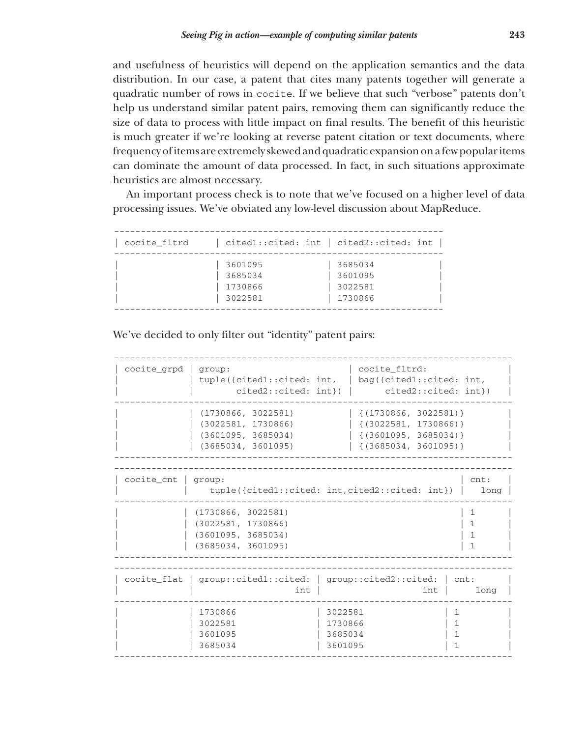and usefulness of heuristics will depend on the application semantics and the data distribution. In our case, a patent that cites many patents together will generate a quadratic number of rows in `cocite`. If we believe that such "verbose" patents don't help us understand similar patent pairs, removing them can significantly reduce the size of data to process with little impact on final results. The benefit of this heuristic is much greater if we're looking at reverse patent citation or text documents, where frequency of items are extremely skewed and quadratic expansion on a few popular items can dominate the amount of data processed. In fact, in such situations approximate heuristics are almost necessary.

An important process check is to note that we've focused on a higher level of data processing issues. We've obviated any low-level discussion about MapReduce.

```
-------------------------------------------------------------
| cocite_fltrd     | cited1::cited: int | cited2::cited: int |
-------------------------------------------------------------
|                  | 3601095            | 3685034            |
|                  | 3685034            | 3601095            |
|                  | 1730866            | 3022581            |
|                  | 3022581            | 1730866            |
-------------------------------------------------------------
```

We've decided to only filter out "identity" patent pairs:

```
---------------------------------------------------------------------------
| cocite_grpd | group:                       | cocite_fltrd:               |
|             | tuple({cited1::cited: int,   | bag({cited1::cited: int,    |
|             |        cited2::cited: int})  |      cited2::cited: int})   |
---------------------------------------------------------------------------
|             | (1730866, 3022581)           | {(1730866, 3022581)}        |
|             | (3022581, 1730866)           | {(3022581, 1730866)}        |
|             | (3601095, 3685034)           | {(3601095, 3685034)}        |
|             | (3685034, 3601095)           | {(3685034, 3601095)}        |
---------------------------------------------------------------------------
---------------------------------------------------------------------------
| cocite_cnt | group:                                                | cnt:  |
|            |    tuple({cited1::cited: int,cited2::cited: int})     |  long |
---------------------------------------------------------------------------
|            | (1730866, 3022581)                                    | 1     |
|            | (3022581, 1730866)                                    | 1     |
|            | (3601095, 3685034)                                    | 1     |
|            | (3685034, 3601095)                                    | 1     |
---------------------------------------------------------------------------
---------------------------------------------------------------------------
| cocite_flat | group::cited1::cited: | group::cited2::cited: | cnt:      |
|             |                   int |                   int |     long  |
---------------------------------------------------------------------------
|             | 1730866               | 3022581               | 1         |
|             | 3022581               | 1730866               | 1         |
|             | 3601095               | 3685034               | 1         |
|             | 3685034               | 3601095               | 1         |
---------------------------------------------------------------------------
```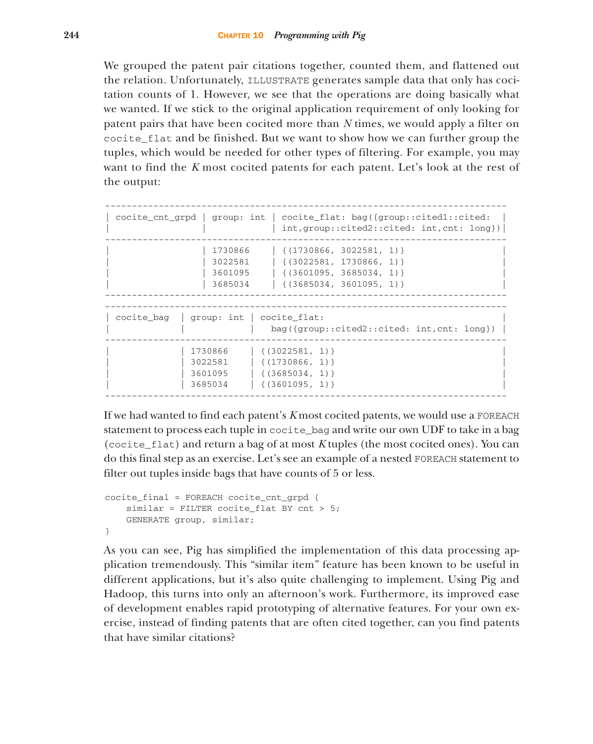We grouped the patent pair citations together, counted them, and flattened out the relation. Unfortunately, ILLUSTRATE generates sample data that only has cocitation counts of 1. However, we see that the operations are doing basically what we wanted. If we stick to the original application requirement of only looking for patent pairs that have been cocited more than *N* times, we would apply a filter on cocite_flat and be finished. But we want to show how we can further group the tuples, which would be needed for other types of filtering. For example, you may want to find the *K* most cocited patents for each patent. Let's look at the rest of the output:

```
---------------------------------------------------------------------------
| cocite_cnt_grpd | group: int | cocite_flat: bag({group::cited1::cited:  |
|                 |            | int,group::cited2::cited: int,cnt: long})|
---------------------------------------------------------------------------
|                 | 1730866    | {(1730866, 3022581, 1)}                  |
|                 | 3022581    | {(3022581, 1730866, 1)}                  |
|                 | 3601095    | {(3601095, 3685034, 1)}                  |
|                 | 3685034    | {(3685034, 3601095, 1)}                  |
---------------------------------------------------------------------------
---------------------------------------------------------------------------
| cocite_bag   | group: int | cocite_flat:                                |
|              |            |   bag({group::cited2::cited: int,cnt: long}) |
---------------------------------------------------------------------------
|              | 1730866    | {(3022581, 1)}                              |
|              | 3022581    | {(1730866, 1)}                              |
|              | 3601095    | {(3685034, 1)}                              |
|              | 3685034    | {(3601095, 1)}                              |
---------------------------------------------------------------------------
```

If we had wanted to find each patent's *K* most cocited patents, we would use a FOREACH statement to process each tuple in cocite_bag and write our own UDF to take in a bag (cocite_flat) and return a bag of at most *K* tuples (the most cocited ones). You can do this final step as an exercise. Let's see an example of a nested FOREACH statement to filter out tuples inside bags that have counts of 5 or less.

```
cocite_final = FOREACH cocite_cnt_grpd {
    similar = FILTER cocite_flat BY cnt > 5;
    GENERATE group, similar;
}
```

As you can see, Pig has simplified the implementation of this data processing application tremendously. This "similar item" feature has been known to be useful in different applications, but it's also quite challenging to implement. Using Pig and Hadoop, this turns into only an afternoon's work. Furthermore, its improved ease of development enables rapid prototyping of alternative features. For your own exercise, instead of finding patents that are often cited together, can you find patents that have similar citations?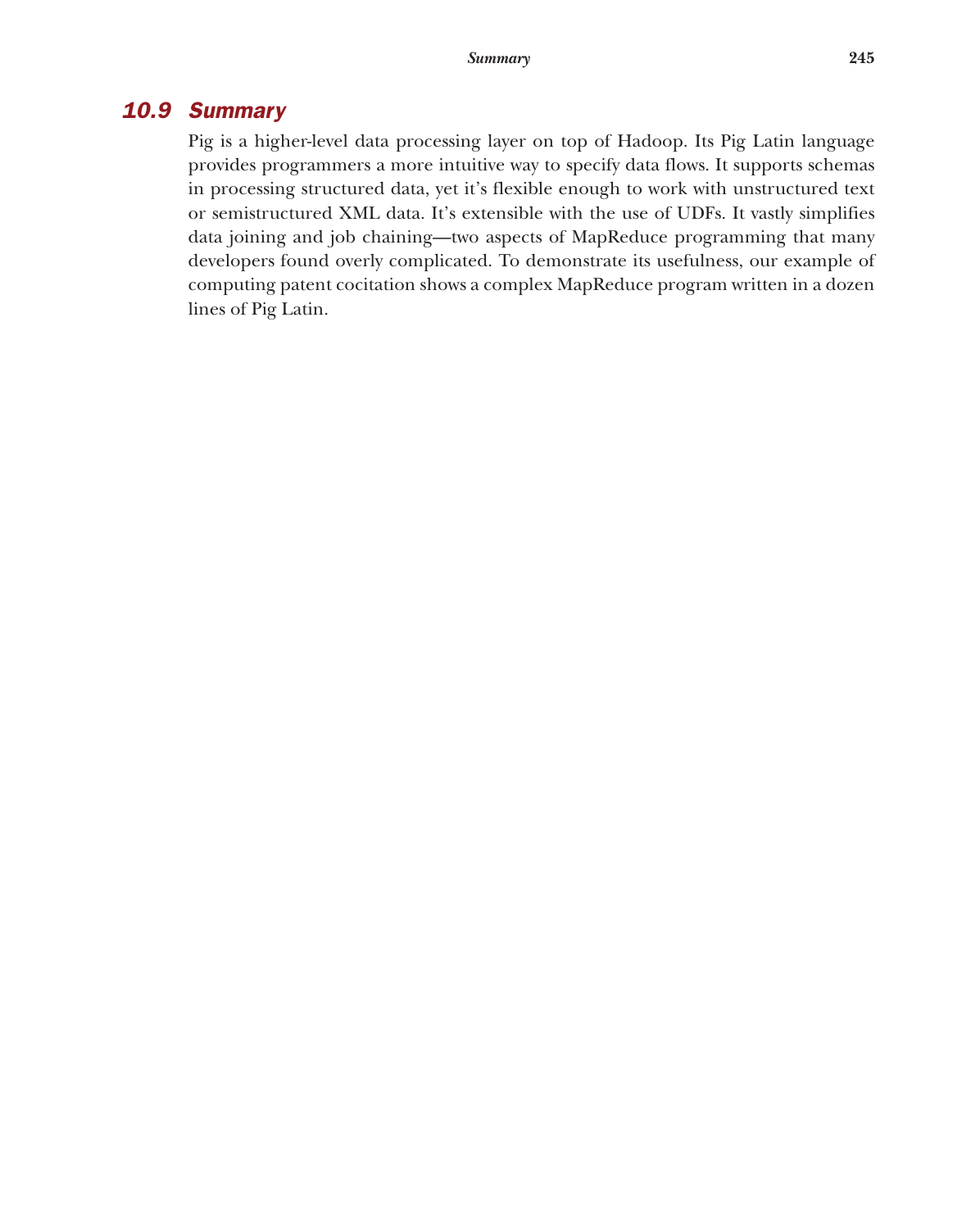## 10.9 Summary

Pig is a higher-level data processing layer on top of Hadoop. Its Pig Latin language provides programmers a more intuitive way to specify data flows. It supports schemas in processing structured data, yet it's flexible enough to work with unstructured text or semistructured XML data. It's extensible with the use of UDFs. It vastly simplifies data joining and job chaining—two aspects of MapReduce programming that many developers found overly complicated. To demonstrate its usefulness, our example of computing patent cocitation shows a complex MapReduce program written in a dozen lines of Pig Latin.